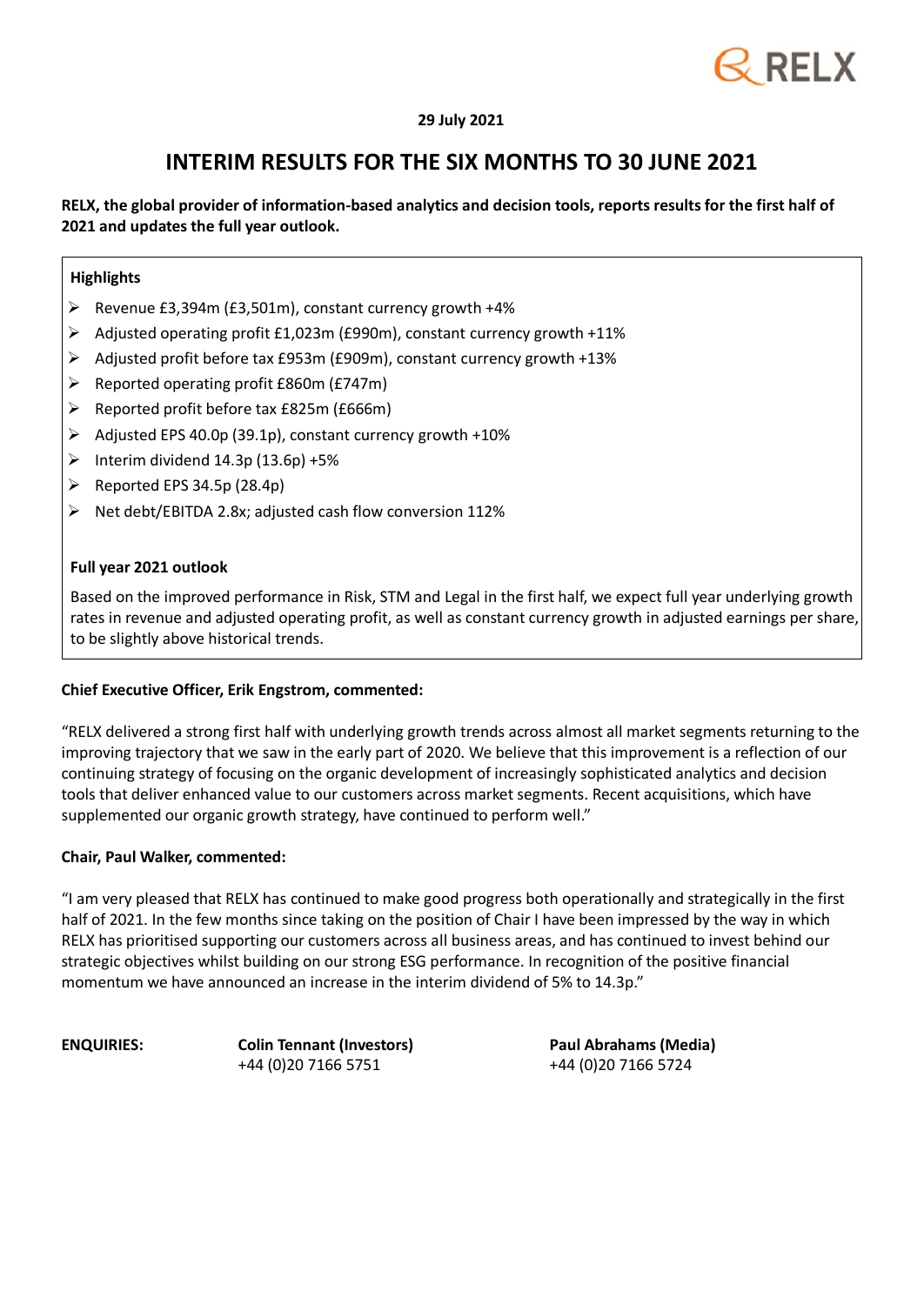RELX

**29 July 2021**

# INTERIM RESULTS FOR THE SIX MONTHS TO 30 JUNE 2021

**RELX, the global provider of information-based analytics and decision tools, reports results for the first half of 2021 and updates the full year outlook.**

**Highlights**

- Revenue £3,394m (£3,501m), constant currency growth +4%
- Adjusted operating profit £1,023m (£990m), constant currency growth +11%
- Adjusted profit before tax £953m (£909m), constant currency growth +13%
- Reported operating profit £860m (£747m)
- Reported profit before tax £825m (£666m)
- Adjusted EPS 40.0p (39.1p), constant currency growth +10%
- Interim dividend 14.3p (13.6p) +5%
- Reported EPS 34.5p (28.4p)
- Net debt/EBITDA 2.8x; adjusted cash flow conversion 112%

**Full year 2021 outlook**

Based on the improved performance in Risk, STM and Legal in the first half, we expect full year underlying growth rates in revenue and adjusted operating profit, as well as constant currency growth in adjusted earnings per share, to be slightly above historical trends.

**Chief Executive Officer, Erik Engstrom, commented:**

"RELX delivered a strong first half with underlying growth trends across almost all market segments returning to the improving trajectory that we saw in the early part of 2020. We believe that this improvement is a reflection of our continuing strategy of focusing on the organic development of increasingly sophisticated analytics and decision tools that deliver enhanced value to our customers across market segments. Recent acquisitions, which have supplemented our organic growth strategy, have continued to perform well."

**Chair, Paul Walker, commented:**

"I am very pleased that RELX has continued to make good progress both operationally and strategically in the first half of 2021. In the few months since taking on the position of Chair I have been impressed by the way in which RELX has prioritised supporting our customers across all business areas, and has continued to invest behind our strategic objectives whilst building on our strong ESG performance. In recognition of the positive financial momentum we have announced an increase in the interim dividend of 5% to 14.3p."

**ENQUIRIES:** **Colin Tennant (Investors)** +44 (0)20 7166 5751 **Paul Abrahams (Media)** +44 (0)20 7166 5724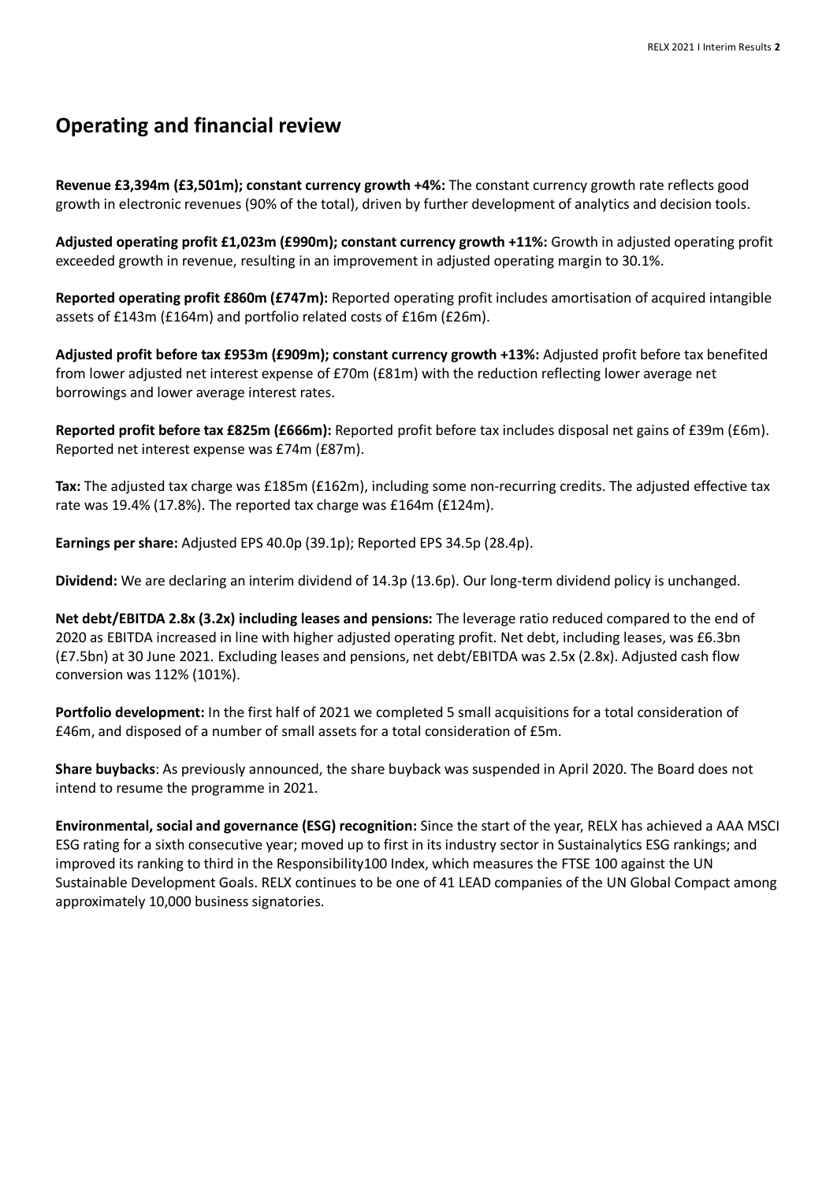## Operating and financial review

**Revenue £3,394m (£3,501m); constant currency growth +4%:** The constant currency growth rate reflects good growth in electronic revenues (90% of the total), driven by further development of analytics and decision tools.

**Adjusted operating profit £1,023m (£990m); constant currency growth +11%:** Growth in adjusted operating profit exceeded growth in revenue, resulting in an improvement in adjusted operating margin to 30.1%.

**Reported operating profit £860m (£747m):** Reported operating profit includes amortisation of acquired intangible assets of £143m (£164m) and portfolio related costs of £16m (£26m).

**Adjusted profit before tax £953m (£909m); constant currency growth +13%:** Adjusted profit before tax benefited from lower adjusted net interest expense of £70m (£81m) with the reduction reflecting lower average net borrowings and lower average interest rates.

**Reported profit before tax £825m (£666m):** Reported profit before tax includes disposal net gains of £39m (£6m). Reported net interest expense was £74m (£87m).

**Tax:** The adjusted tax charge was £185m (£162m), including some non-recurring credits. The adjusted effective tax rate was 19.4% (17.8%). The reported tax charge was £164m (£124m).

**Earnings per share:** Adjusted EPS 40.0p (39.1p); Reported EPS 34.5p (28.4p).

**Dividend:** We are declaring an interim dividend of 14.3p (13.6p). Our long-term dividend policy is unchanged.

**Net debt/EBITDA 2.8x (3.2x) including leases and pensions:** The leverage ratio reduced compared to the end of 2020 as EBITDA increased in line with higher adjusted operating profit. Net debt, including leases, was £6.3bn (£7.5bn) at 30 June 2021. Excluding leases and pensions, net debt/EBITDA was 2.5x (2.8x). Adjusted cash flow conversion was 112% (101%).

**Portfolio development:** In the first half of 2021 we completed 5 small acquisitions for a total consideration of £46m, and disposed of a number of small assets for a total consideration of £5m.

**Share buybacks**: As previously announced, the share buyback was suspended in April 2020. The Board does not intend to resume the programme in 2021.

**Environmental, social and governance (ESG) recognition:** Since the start of the year, RELX has achieved a AAA MSCI ESG rating for a sixth consecutive year; moved up to first in its industry sector in Sustainalytics ESG rankings; and improved its ranking to third in the Responsibility100 Index, which measures the FTSE 100 against the UN Sustainable Development Goals. RELX continues to be one of 41 LEAD companies of the UN Global Compact among approximately 10,000 business signatories.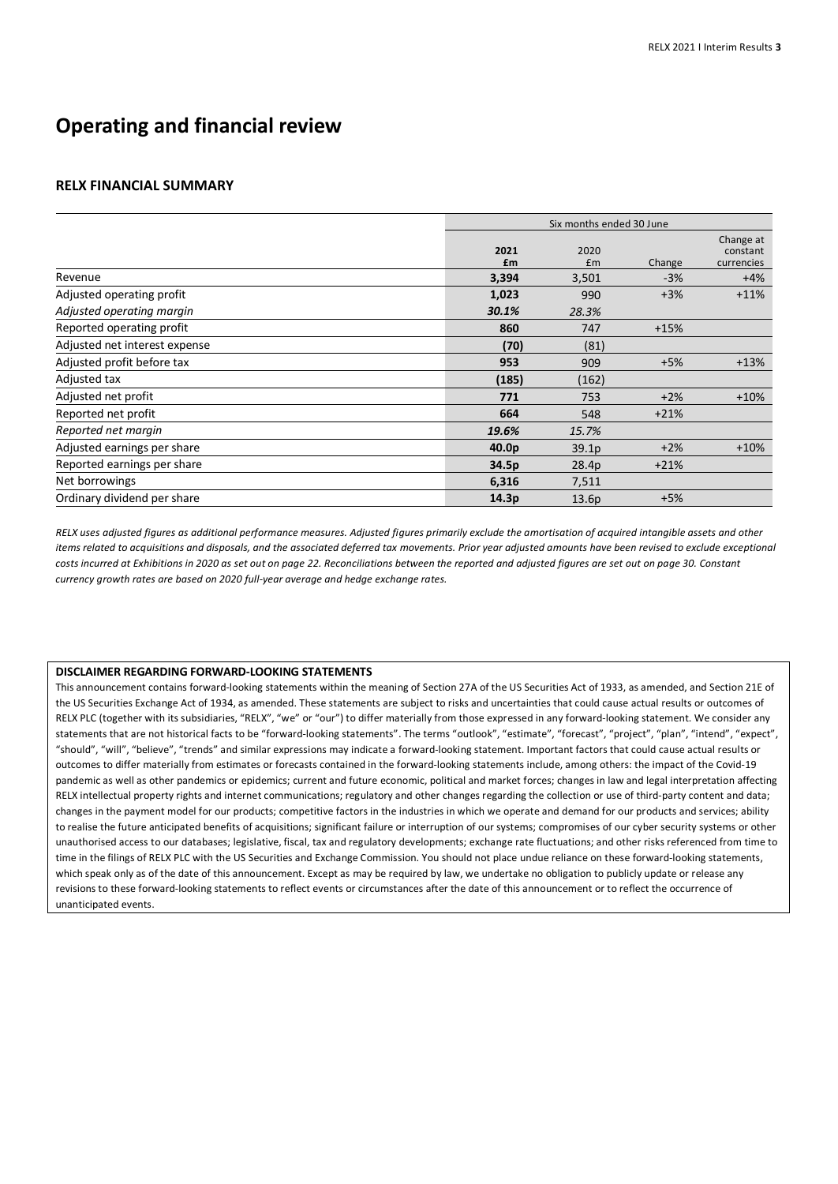# Operating and financial review

## RELX FINANCIAL SUMMARY

| | Six months ended 30 June | | | |
|---|---|---|---|---|
| | **2021 £m** | 2020 £m | Change | Change at constant currencies |
| Revenue | **3,394** | 3,501 | -3% | +4% |
| Adjusted operating profit | **1,023** | 990 | +3% | +11% |
| *Adjusted operating margin* | ***30.1%*** | *28.3%* | | |
| Reported operating profit | **860** | 747 | +15% | |
| Adjusted net interest expense | **(70)** | (81) | | |
| Adjusted profit before tax | **953** | 909 | +5% | +13% |
| Adjusted tax | **(185)** | (162) | | |
| Adjusted net profit | **771** | 753 | +2% | +10% |
| Reported net profit | **664** | 548 | +21% | |
| *Reported net margin* | ***19.6%*** | *15.7%* | | |
| Adjusted earnings per share | **40.0p** | 39.1p | +2% | +10% |
| Reported earnings per share | **34.5p** | 28.4p | +21% | |
| Net borrowings | **6,316** | 7,511 | | |
| Ordinary dividend per share | **14.3p** | 13.6p | +5% | |

*RELX uses adjusted figures as additional performance measures. Adjusted figures primarily exclude the amortisation of acquired intangible assets and other items related to acquisitions and disposals, and the associated deferred tax movements. Prior year adjusted amounts have been revised to exclude exceptional costs incurred at Exhibitions in 2020 as set out on page 22. Reconciliations between the reported and adjusted figures are set out on page 30. Constant currency growth rates are based on 2020 full-year average and hedge exchange rates.*

**DISCLAIMER REGARDING FORWARD-LOOKING STATEMENTS**

This announcement contains forward-looking statements within the meaning of Section 27A of the US Securities Act of 1933, as amended, and Section 21E of the US Securities Exchange Act of 1934, as amended. These statements are subject to risks and uncertainties that could cause actual results or outcomes of RELX PLC (together with its subsidiaries, "RELX", "we" or "our") to differ materially from those expressed in any forward-looking statement. We consider any statements that are not historical facts to be "forward-looking statements". The terms "outlook", "estimate", "forecast", "project", "plan", "intend", "expect", "should", "will", "believe", "trends" and similar expressions may indicate a forward-looking statement. Important factors that could cause actual results or outcomes to differ materially from estimates or forecasts contained in the forward-looking statements include, among others: the impact of the Covid-19 pandemic as well as other pandemics or epidemics; current and future economic, political and market forces; changes in law and legal interpretation affecting RELX intellectual property rights and internet communications; regulatory and other changes regarding the collection or use of third-party content and data; changes in the payment model for our products; competitive factors in the industries in which we operate and demand for our products and services; ability to realise the future anticipated benefits of acquisitions; significant failure or interruption of our systems; compromises of our cyber security systems or other unauthorised access to our databases; legislative, fiscal, tax and regulatory developments; exchange rate fluctuations; and other risks referenced from time to time in the filings of RELX PLC with the US Securities and Exchange Commission. You should not place undue reliance on these forward-looking statements, which speak only as of the date of this announcement. Except as may be required by law, we undertake no obligation to publicly update or release any revisions to these forward-looking statements to reflect events or circumstances after the date of this announcement or to reflect the occurrence of unanticipated events.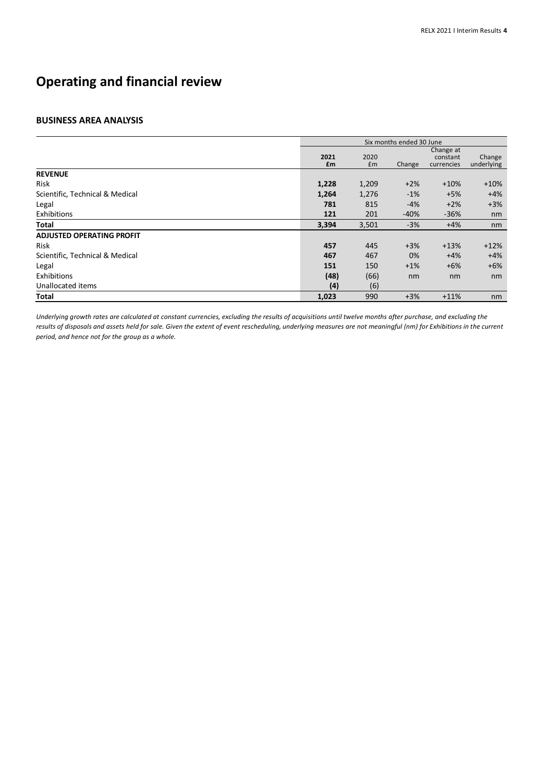# Operating and financial review

## BUSINESS AREA ANALYSIS

| | Six months ended 30 June | | | | |
|---|---|---|---|---|---|
| | **2021 £m** | 2020 £m | Change | Change at constant currencies | Change underlying |
| **REVENUE** | | | | | |
| Risk | **1,228** | 1,209 | +2% | +10% | +10% |
| Scientific, Technical & Medical | **1,264** | 1,276 | -1% | +5% | +4% |
| Legal | **781** | 815 | -4% | +2% | +3% |
| Exhibitions | **121** | 201 | -40% | -36% | nm |
| **Total** | **3,394** | 3,501 | -3% | +4% | nm |
| **ADJUSTED OPERATING PROFIT** | | | | | |
| Risk | **457** | 445 | +3% | +13% | +12% |
| Scientific, Technical & Medical | **467** | 467 | 0% | +4% | +4% |
| Legal | **151** | 150 | +1% | +6% | +6% |
| Exhibitions | **(48)** | (66) | nm | nm | nm |
| Unallocated items | **(4)** | (6) | | | |
| **Total** | **1,023** | 990 | +3% | +11% | nm |

*Underlying growth rates are calculated at constant currencies, excluding the results of acquisitions until twelve months after purchase, and excluding the results of disposals and assets held for sale. Given the extent of event rescheduling, underlying measures are not meaningful (nm) for Exhibitions in the current period, and hence not for the group as a whole.*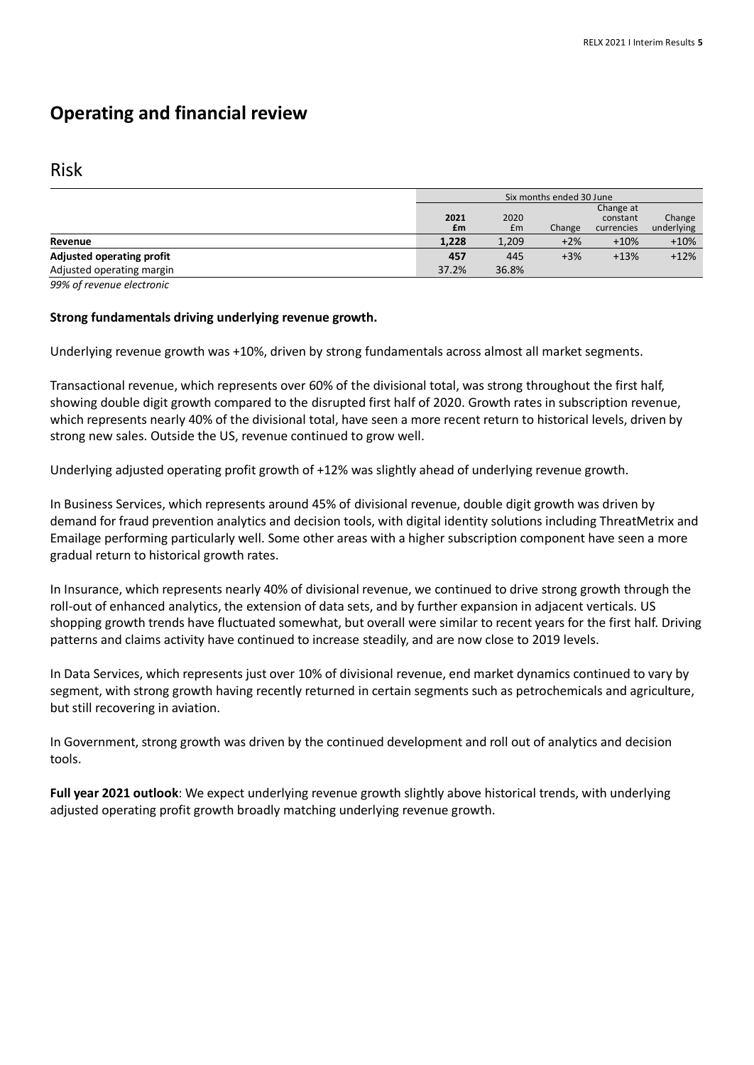# Operating and financial review

## Risk

| | Six months ended 30 June | | | | |
|---|---|---|---|---|---|
| | **2021 £m** | 2020 £m | Change | Change at constant currencies | Change underlying |
| **Revenue** | **1,228** | 1,209 | +2% | +10% | +10% |
| **Adjusted operating profit** | **457** | 445 | +3% | +13% | +12% |
| Adjusted operating margin | 37.2% | 36.8% | | | |

*99% of revenue electronic*

**Strong fundamentals driving underlying revenue growth.**

Underlying revenue growth was +10%, driven by strong fundamentals across almost all market segments.

Transactional revenue, which represents over 60% of the divisional total, was strong throughout the first half, showing double digit growth compared to the disrupted first half of 2020. Growth rates in subscription revenue, which represents nearly 40% of the divisional total, have seen a more recent return to historical levels, driven by strong new sales. Outside the US, revenue continued to grow well.

Underlying adjusted operating profit growth of +12% was slightly ahead of underlying revenue growth.

In Business Services, which represents around 45% of divisional revenue, double digit growth was driven by demand for fraud prevention analytics and decision tools, with digital identity solutions including ThreatMetrix and Emailage performing particularly well. Some other areas with a higher subscription component have seen a more gradual return to historical growth rates.

In Insurance, which represents nearly 40% of divisional revenue, we continued to drive strong growth through the roll-out of enhanced analytics, the extension of data sets, and by further expansion in adjacent verticals. US shopping growth trends have fluctuated somewhat, but overall were similar to recent years for the first half. Driving patterns and claims activity have continued to increase steadily, and are now close to 2019 levels.

In Data Services, which represents just over 10% of divisional revenue, end market dynamics continued to vary by segment, with strong growth having recently returned in certain segments such as petrochemicals and agriculture, but still recovering in aviation.

In Government, strong growth was driven by the continued development and roll out of analytics and decision tools.

**Full year 2021 outlook**: We expect underlying revenue growth slightly above historical trends, with underlying adjusted operating profit growth broadly matching underlying revenue growth.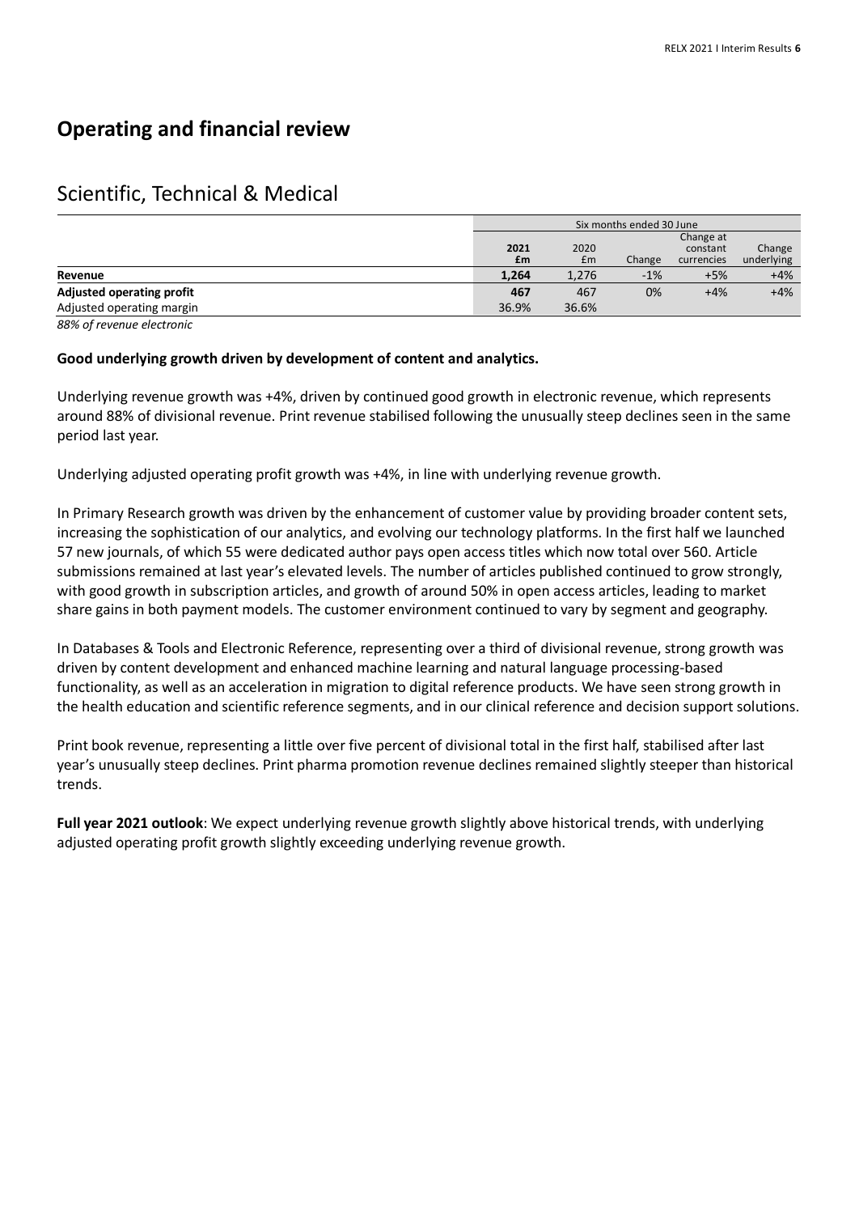# Operating and financial review

## Scientific, Technical & Medical

| | Six months ended 30 June | | | | |
|---|---|---|---|---|---|
| | **2021 £m** | 2020 £m | Change | Change at constant currencies | Change underlying |
| **Revenue** | **1,264** | 1,276 | -1% | +5% | +4% |
| **Adjusted operating profit** | **467** | 467 | 0% | +4% | +4% |
| Adjusted operating margin | 36.9% | 36.6% | | | |

*88% of revenue electronic*

**Good underlying growth driven by development of content and analytics.**

Underlying revenue growth was +4%, driven by continued good growth in electronic revenue, which represents around 88% of divisional revenue. Print revenue stabilised following the unusually steep declines seen in the same period last year.

Underlying adjusted operating profit growth was +4%, in line with underlying revenue growth.

In Primary Research growth was driven by the enhancement of customer value by providing broader content sets, increasing the sophistication of our analytics, and evolving our technology platforms. In the first half we launched 57 new journals, of which 55 were dedicated author pays open access titles which now total over 560. Article submissions remained at last year's elevated levels. The number of articles published continued to grow strongly, with good growth in subscription articles, and growth of around 50% in open access articles, leading to market share gains in both payment models. The customer environment continued to vary by segment and geography.

In Databases & Tools and Electronic Reference, representing over a third of divisional revenue, strong growth was driven by content development and enhanced machine learning and natural language processing-based functionality, as well as an acceleration in migration to digital reference products. We have seen strong growth in the health education and scientific reference segments, and in our clinical reference and decision support solutions.

Print book revenue, representing a little over five percent of divisional total in the first half, stabilised after last year's unusually steep declines. Print pharma promotion revenue declines remained slightly steeper than historical trends.

**Full year 2021 outlook**: We expect underlying revenue growth slightly above historical trends, with underlying adjusted operating profit growth slightly exceeding underlying revenue growth.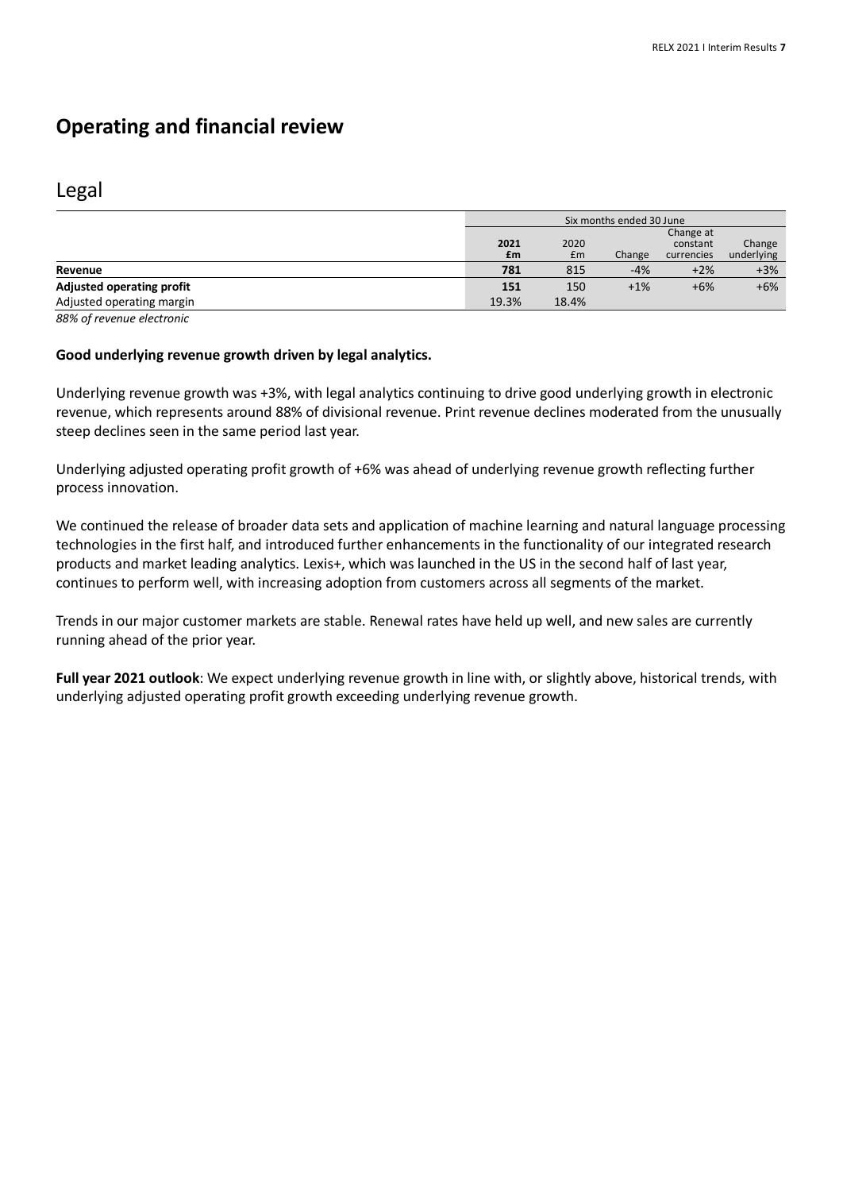# Operating and financial review

## Legal

| | Six months ended 30 June | | | | |
|---|---|---|---|---|---|
| | **2021 £m** | 2020 £m | Change | Change at constant currencies | Change underlying |
| **Revenue** | **781** | 815 | -4% | +2% | +3% |
| **Adjusted operating profit** | **151** | 150 | +1% | +6% | +6% |
| Adjusted operating margin | 19.3% | 18.4% | | | |

*88% of revenue electronic*

**Good underlying revenue growth driven by legal analytics.**

Underlying revenue growth was +3%, with legal analytics continuing to drive good underlying growth in electronic revenue, which represents around 88% of divisional revenue. Print revenue declines moderated from the unusually steep declines seen in the same period last year.

Underlying adjusted operating profit growth of +6% was ahead of underlying revenue growth reflecting further process innovation.

We continued the release of broader data sets and application of machine learning and natural language processing technologies in the first half, and introduced further enhancements in the functionality of our integrated research products and market leading analytics. Lexis+, which was launched in the US in the second half of last year, continues to perform well, with increasing adoption from customers across all segments of the market.

Trends in our major customer markets are stable. Renewal rates have held up well, and new sales are currently running ahead of the prior year.

**Full year 2021 outlook**: We expect underlying revenue growth in line with, or slightly above, historical trends, with underlying adjusted operating profit growth exceeding underlying revenue growth.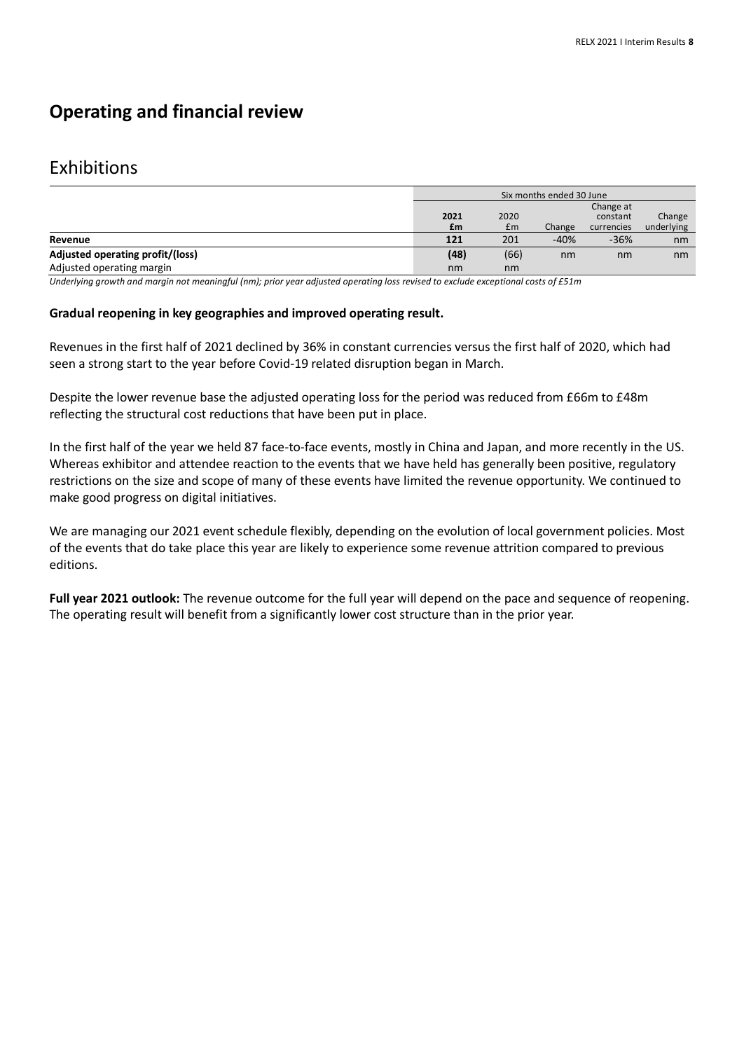# Operating and financial review

## Exhibitions

| | Six months ended 30 June | | | | |
|---|---|---|---|---|---|
| | **2021 £m** | 2020 £m | Change | Change at constant currencies | Change underlying |
| **Revenue** | **121** | 201 | -40% | -36% | nm |
| **Adjusted operating profit/(loss)** | **(48)** | (66) | nm | nm | nm |
| Adjusted operating margin | nm | nm | | | |

*Underlying growth and margin not meaningful (nm); prior year adjusted operating loss revised to exclude exceptional costs of £51m*

**Gradual reopening in key geographies and improved operating result.**

Revenues in the first half of 2021 declined by 36% in constant currencies versus the first half of 2020, which had seen a strong start to the year before Covid-19 related disruption began in March.

Despite the lower revenue base the adjusted operating loss for the period was reduced from £66m to £48m reflecting the structural cost reductions that have been put in place.

In the first half of the year we held 87 face-to-face events, mostly in China and Japan, and more recently in the US. Whereas exhibitor and attendee reaction to the events that we have held has generally been positive, regulatory restrictions on the size and scope of many of these events have limited the revenue opportunity. We continued to make good progress on digital initiatives.

We are managing our 2021 event schedule flexibly, depending on the evolution of local government policies. Most of the events that do take place this year are likely to experience some revenue attrition compared to previous editions.

**Full year 2021 outlook:** The revenue outcome for the full year will depend on the pace and sequence of reopening. The operating result will benefit from a significantly lower cost structure than in the prior year.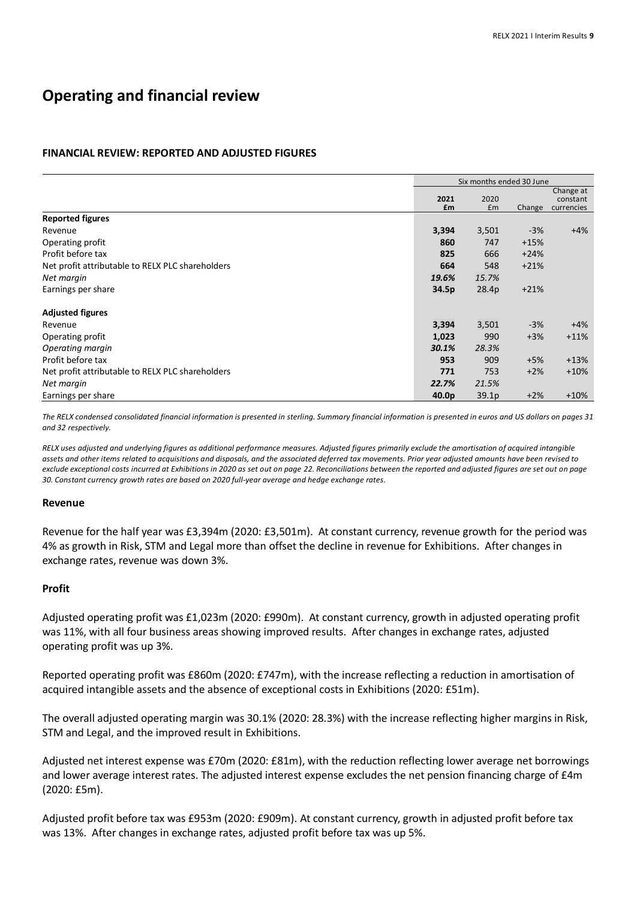# Operating and financial review

## FINANCIAL REVIEW: REPORTED AND ADJUSTED FIGURES

| | Six months ended 30 June | | | |
|---|---|---|---|---|
| | **2021 £m** | 2020 £m | Change | Change at constant currencies |
| **Reported figures** | | | | |
| Revenue | **3,394** | 3,501 | -3% | +4% |
| Operating profit | **860** | 747 | +15% | |
| Profit before tax | **825** | 666 | +24% | |
| Net profit attributable to RELX PLC shareholders | **664** | 548 | +21% | |
| *Net margin* | ***19.6%*** | *15.7%* | | |
| Earnings per share | **34.5p** | 28.4p | +21% | |
| **Adjusted figures** | | | | |
| Revenue | **3,394** | 3,501 | -3% | +4% |
| Operating profit | **1,023** | 990 | +3% | +11% |
| *Operating margin* | ***30.1%*** | *28.3%* | | |
| Profit before tax | **953** | 909 | +5% | +13% |
| Net profit attributable to RELX PLC shareholders | **771** | 753 | +2% | +10% |
| *Net margin* | ***22.7%*** | *21.5%* | | |
| Earnings per share | **40.0p** | 39.1p | +2% | +10% |

*The RELX condensed consolidated financial information is presented in sterling. Summary financial information is presented in euros and US dollars on pages 31 and 32 respectively.*

*RELX uses adjusted and underlying figures as additional performance measures. Adjusted figures primarily exclude the amortisation of acquired intangible assets and other items related to acquisitions and disposals, and the associated deferred tax movements. Prior year adjusted amounts have been revised to exclude exceptional costs incurred at Exhibitions in 2020 as set out on page 22. Reconciliations between the reported and adjusted figures are set out on page 30. Constant currency growth rates are based on 2020 full-year average and hedge exchange rates.*

### Revenue

Revenue for the half year was £3,394m (2020: £3,501m). At constant currency, revenue growth for the period was 4% as growth in Risk, STM and Legal more than offset the decline in revenue for Exhibitions. After changes in exchange rates, revenue was down 3%.

### Profit

Adjusted operating profit was £1,023m (2020: £990m). At constant currency, growth in adjusted operating profit was 11%, with all four business areas showing improved results. After changes in exchange rates, adjusted operating profit was up 3%.

Reported operating profit was £860m (2020: £747m), with the increase reflecting a reduction in amortisation of acquired intangible assets and the absence of exceptional costs in Exhibitions (2020: £51m).

The overall adjusted operating margin was 30.1% (2020: 28.3%) with the increase reflecting higher margins in Risk, STM and Legal, and the improved result in Exhibitions.

Adjusted net interest expense was £70m (2020: £81m), with the reduction reflecting lower average net borrowings and lower average interest rates. The adjusted interest expense excludes the net pension financing charge of £4m (2020: £5m).

Adjusted profit before tax was £953m (2020: £909m). At constant currency, growth in adjusted profit before tax was 13%. After changes in exchange rates, adjusted profit before tax was up 5%.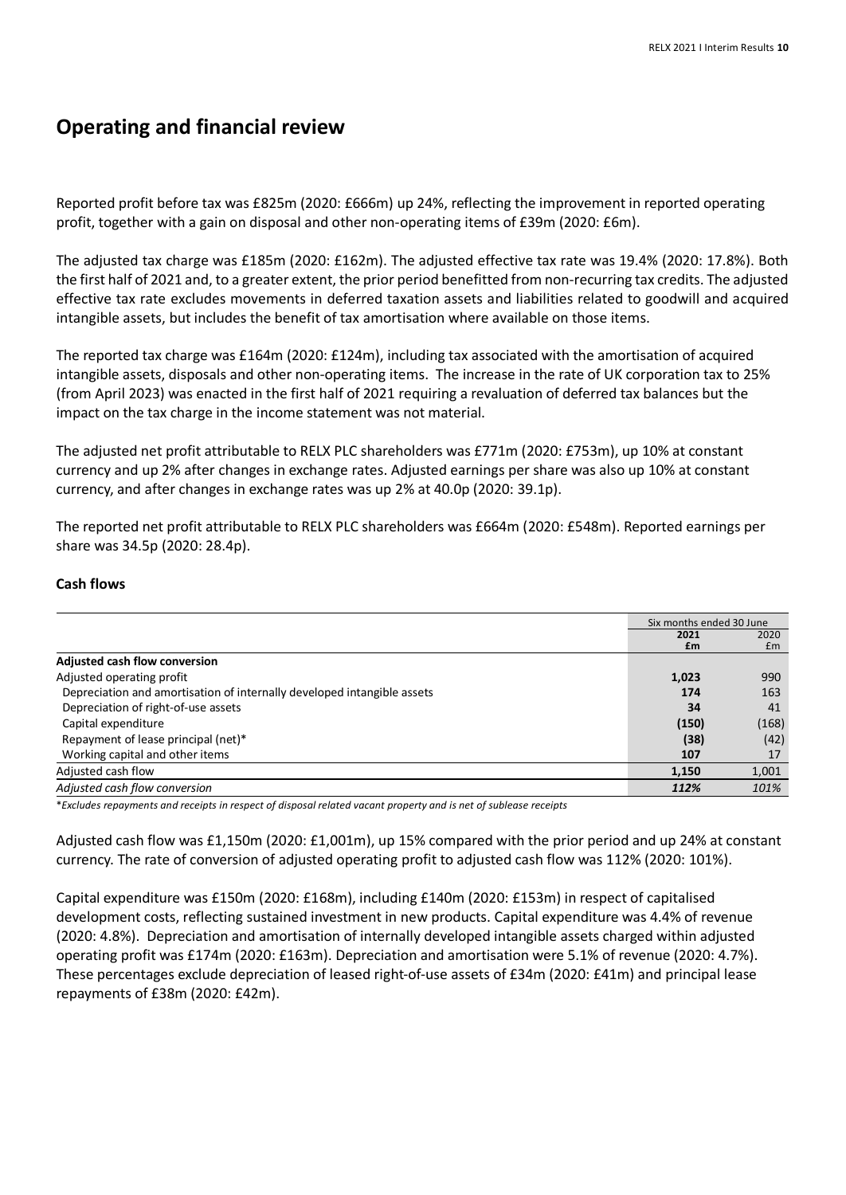# Operating and financial review

Reported profit before tax was £825m (2020: £666m) up 24%, reflecting the improvement in reported operating profit, together with a gain on disposal and other non-operating items of £39m (2020: £6m).

The adjusted tax charge was £185m (2020: £162m). The adjusted effective tax rate was 19.4% (2020: 17.8%). Both the first half of 2021 and, to a greater extent, the prior period benefitted from non-recurring tax credits. The adjusted effective tax rate excludes movements in deferred taxation assets and liabilities related to goodwill and acquired intangible assets, but includes the benefit of tax amortisation where available on those items.

The reported tax charge was £164m (2020: £124m), including tax associated with the amortisation of acquired intangible assets, disposals and other non-operating items. The increase in the rate of UK corporation tax to 25% (from April 2023) was enacted in the first half of 2021 requiring a revaluation of deferred tax balances but the impact on the tax charge in the income statement was not material.

The adjusted net profit attributable to RELX PLC shareholders was £771m (2020: £753m), up 10% at constant currency and up 2% after changes in exchange rates. Adjusted earnings per share was also up 10% at constant currency, and after changes in exchange rates was up 2% at 40.0p (2020: 39.1p).

The reported net profit attributable to RELX PLC shareholders was £664m (2020: £548m). Reported earnings per share was 34.5p (2020: 28.4p).

### Cash flows

| | Six months ended 30 June | |
|---|---|---|
| | **2021 £m** | 2020 £m |
| **Adjusted cash flow conversion** | | |
| Adjusted operating profit | **1,023** | 990 |
| Depreciation and amortisation of internally developed intangible assets | **174** | 163 |
| Depreciation of right-of-use assets | **34** | 41 |
| Capital expenditure | **(150)** | (168) |
| Repayment of lease principal (net)* | **(38)** | (42) |
| Working capital and other items | **107** | 17 |
| Adjusted cash flow | **1,150** | 1,001 |
| *Adjusted cash flow conversion* | ***112%*** | *101%* |

**Excludes repayments and receipts in respect of disposal related vacant property and is net of sublease receipts*

Adjusted cash flow was £1,150m (2020: £1,001m), up 15% compared with the prior period and up 24% at constant currency. The rate of conversion of adjusted operating profit to adjusted cash flow was 112% (2020: 101%).

Capital expenditure was £150m (2020: £168m), including £140m (2020: £153m) in respect of capitalised development costs, reflecting sustained investment in new products. Capital expenditure was 4.4% of revenue (2020: 4.8%). Depreciation and amortisation of internally developed intangible assets charged within adjusted operating profit was £174m (2020: £163m). Depreciation and amortisation were 5.1% of revenue (2020: 4.7%). These percentages exclude depreciation of leased right-of-use assets of £34m (2020: £41m) and principal lease repayments of £38m (2020: £42m).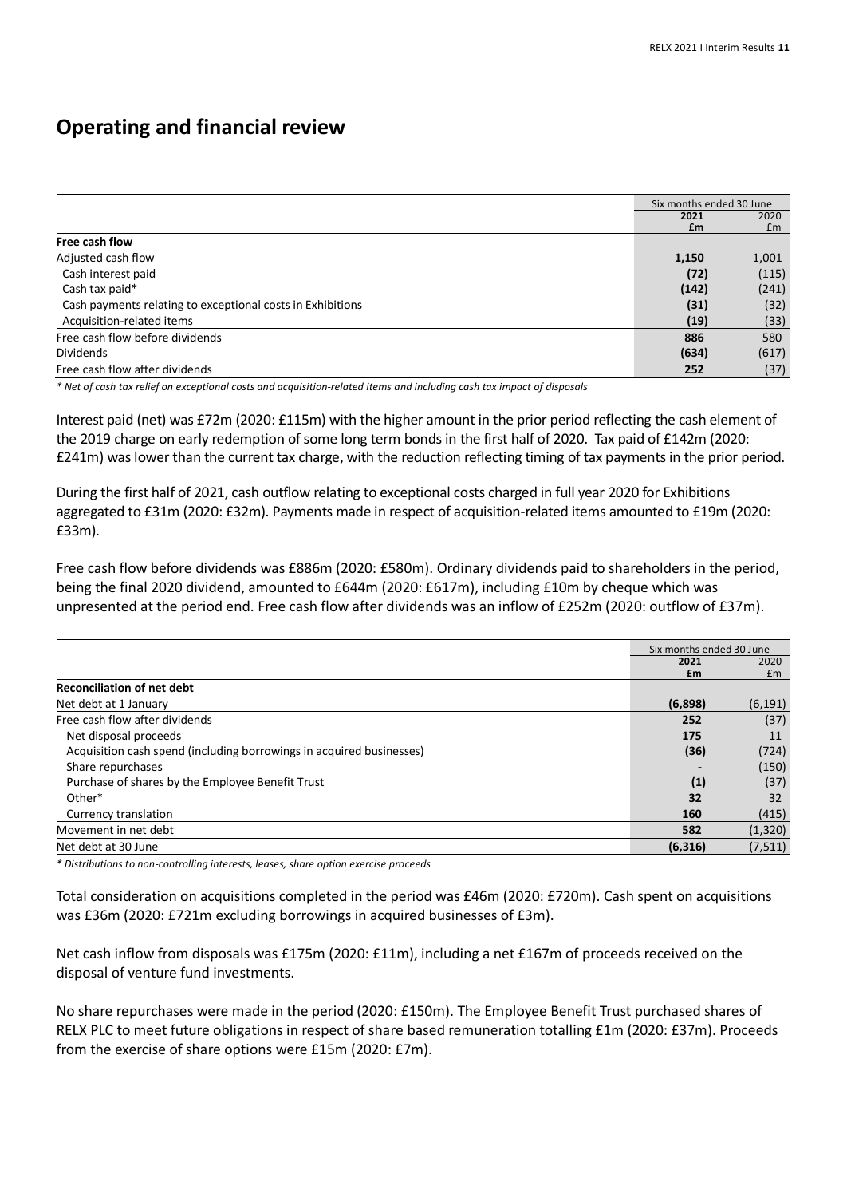# Operating and financial review

| | Six months ended 30 June | |
|---|---|---|
| | **2021** | 2020 |
| | **£m** | £m |
| **Free cash flow** | | |
| Adjusted cash flow | **1,150** | 1,001 |
| Cash interest paid | **(72)** | (115) |
| Cash tax paid* | **(142)** | (241) |
| Cash payments relating to exceptional costs in Exhibitions | **(31)** | (32) |
| Acquisition-related items | **(19)** | (33) |
| Free cash flow before dividends | **886** | 580 |
| Dividends | **(634)** | (617) |
| Free cash flow after dividends | **252** | (37) |

*\* Net of cash tax relief on exceptional costs and acquisition-related items and including cash tax impact of disposals*

Interest paid (net) was £72m (2020: £115m) with the higher amount in the prior period reflecting the cash element of the 2019 charge on early redemption of some long term bonds in the first half of 2020. Tax paid of £142m (2020: £241m) was lower than the current tax charge, with the reduction reflecting timing of tax payments in the prior period.

During the first half of 2021, cash outflow relating to exceptional costs charged in full year 2020 for Exhibitions aggregated to £31m (2020: £32m). Payments made in respect of acquisition-related items amounted to £19m (2020: £33m).

Free cash flow before dividends was £886m (2020: £580m). Ordinary dividends paid to shareholders in the period, being the final 2020 dividend, amounted to £644m (2020: £617m), including £10m by cheque which was unpresented at the period end. Free cash flow after dividends was an inflow of £252m (2020: outflow of £37m).

| | Six months ended 30 June | |
|---|---|---|
| | **2021** | 2020 |
| | **£m** | £m |
| **Reconciliation of net debt** | | |
| Net debt at 1 January | **(6,898)** | (6,191) |
| Free cash flow after dividends | **252** | (37) |
| Net disposal proceeds | **175** | 11 |
| Acquisition cash spend (including borrowings in acquired businesses) | **(36)** | (724) |
| Share repurchases | **-** | (150) |
| Purchase of shares by the Employee Benefit Trust | **(1)** | (37) |
| Other* | **32** | 32 |
| Currency translation | **160** | (415) |
| Movement in net debt | **582** | (1,320) |
| Net debt at 30 June | **(6,316)** | (7,511) |

*\* Distributions to non-controlling interests, leases, share option exercise proceeds*

Total consideration on acquisitions completed in the period was £46m (2020: £720m). Cash spent on acquisitions was £36m (2020: £721m excluding borrowings in acquired businesses of £3m).

Net cash inflow from disposals was £175m (2020: £11m), including a net £167m of proceeds received on the disposal of venture fund investments.

No share repurchases were made in the period (2020: £150m). The Employee Benefit Trust purchased shares of RELX PLC to meet future obligations in respect of share based remuneration totalling £1m (2020: £37m). Proceeds from the exercise of share options were £15m (2020: £7m).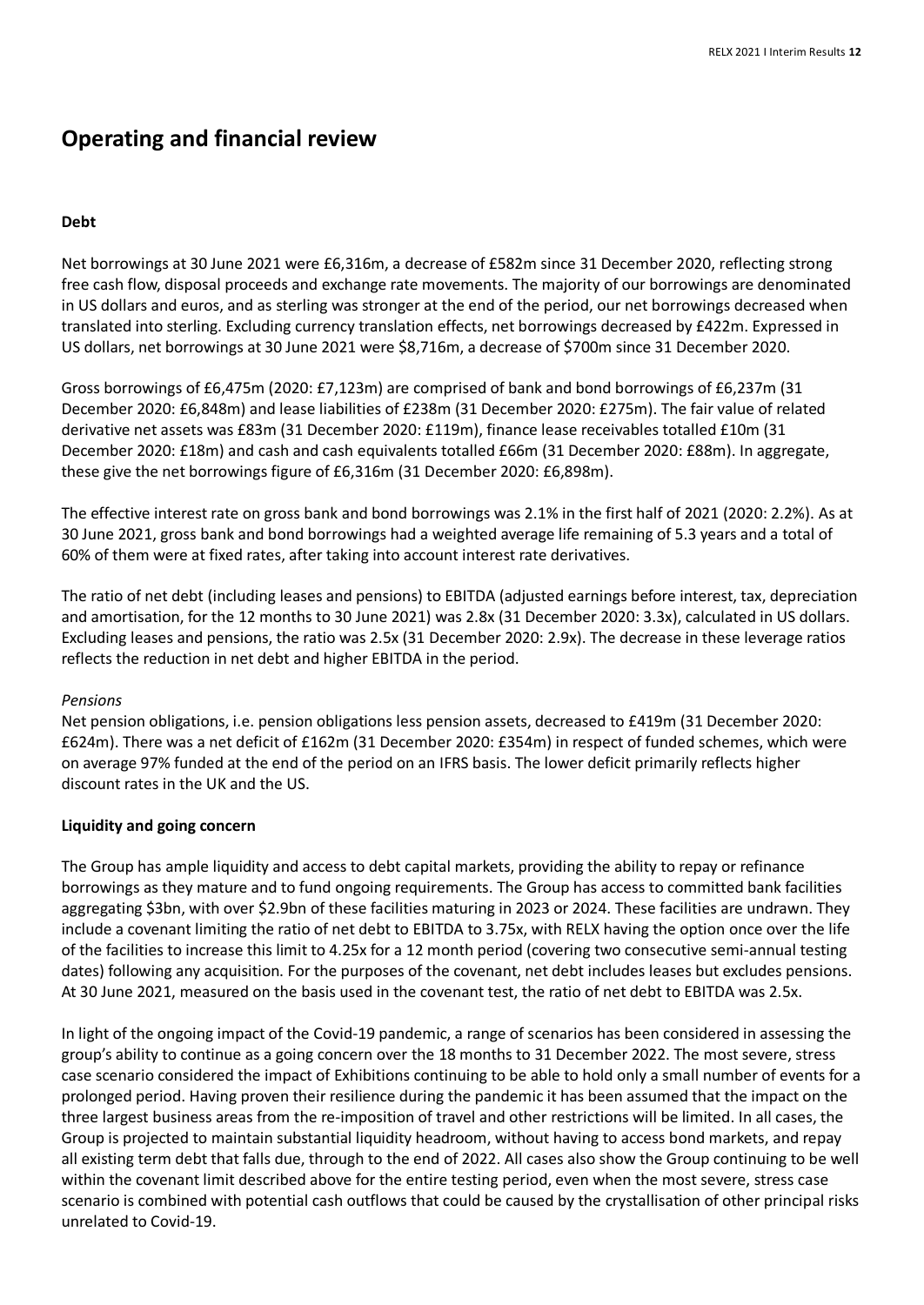# Operating and financial review

**Debt**

Net borrowings at 30 June 2021 were £6,316m, a decrease of £582m since 31 December 2020, reflecting strong free cash flow, disposal proceeds and exchange rate movements. The majority of our borrowings are denominated in US dollars and euros, and as sterling was stronger at the end of the period, our net borrowings decreased when translated into sterling. Excluding currency translation effects, net borrowings decreased by £422m. Expressed in US dollars, net borrowings at 30 June 2021 were $8,716m, a decrease of $700m since 31 December 2020.

Gross borrowings of £6,475m (2020: £7,123m) are comprised of bank and bond borrowings of £6,237m (31 December 2020: £6,848m) and lease liabilities of £238m (31 December 2020: £275m). The fair value of related derivative net assets was £83m (31 December 2020: £119m), finance lease receivables totalled £10m (31 December 2020: £18m) and cash and cash equivalents totalled £66m (31 December 2020: £88m). In aggregate, these give the net borrowings figure of £6,316m (31 December 2020: £6,898m).

The effective interest rate on gross bank and bond borrowings was 2.1% in the first half of 2021 (2020: 2.2%). As at 30 June 2021, gross bank and bond borrowings had a weighted average life remaining of 5.3 years and a total of 60% of them were at fixed rates, after taking into account interest rate derivatives.

The ratio of net debt (including leases and pensions) to EBITDA (adjusted earnings before interest, tax, depreciation and amortisation, for the 12 months to 30 June 2021) was 2.8x (31 December 2020: 3.3x), calculated in US dollars. Excluding leases and pensions, the ratio was 2.5x (31 December 2020: 2.9x). The decrease in these leverage ratios reflects the reduction in net debt and higher EBITDA in the period.

*Pensions*

Net pension obligations, i.e. pension obligations less pension assets, decreased to £419m (31 December 2020: £624m). There was a net deficit of £162m (31 December 2020: £354m) in respect of funded schemes, which were on average 97% funded at the end of the period on an IFRS basis. The lower deficit primarily reflects higher discount rates in the UK and the US.

**Liquidity and going concern**

The Group has ample liquidity and access to debt capital markets, providing the ability to repay or refinance borrowings as they mature and to fund ongoing requirements. The Group has access to committed bank facilities aggregating $3bn, with over $2.9bn of these facilities maturing in 2023 or 2024. These facilities are undrawn. They include a covenant limiting the ratio of net debt to EBITDA to 3.75x, with RELX having the option once over the life of the facilities to increase this limit to 4.25x for a 12 month period (covering two consecutive semi-annual testing dates) following any acquisition. For the purposes of the covenant, net debt includes leases but excludes pensions. At 30 June 2021, measured on the basis used in the covenant test, the ratio of net debt to EBITDA was 2.5x.

In light of the ongoing impact of the Covid-19 pandemic, a range of scenarios has been considered in assessing the group's ability to continue as a going concern over the 18 months to 31 December 2022. The most severe, stress case scenario considered the impact of Exhibitions continuing to be able to hold only a small number of events for a prolonged period. Having proven their resilience during the pandemic it has been assumed that the impact on the three largest business areas from the re-imposition of travel and other restrictions will be limited. In all cases, the Group is projected to maintain substantial liquidity headroom, without having to access bond markets, and repay all existing term debt that falls due, through to the end of 2022. All cases also show the Group continuing to be well within the covenant limit described above for the entire testing period, even when the most severe, stress case scenario is combined with potential cash outflows that could be caused by the crystallisation of other principal risks unrelated to Covid-19.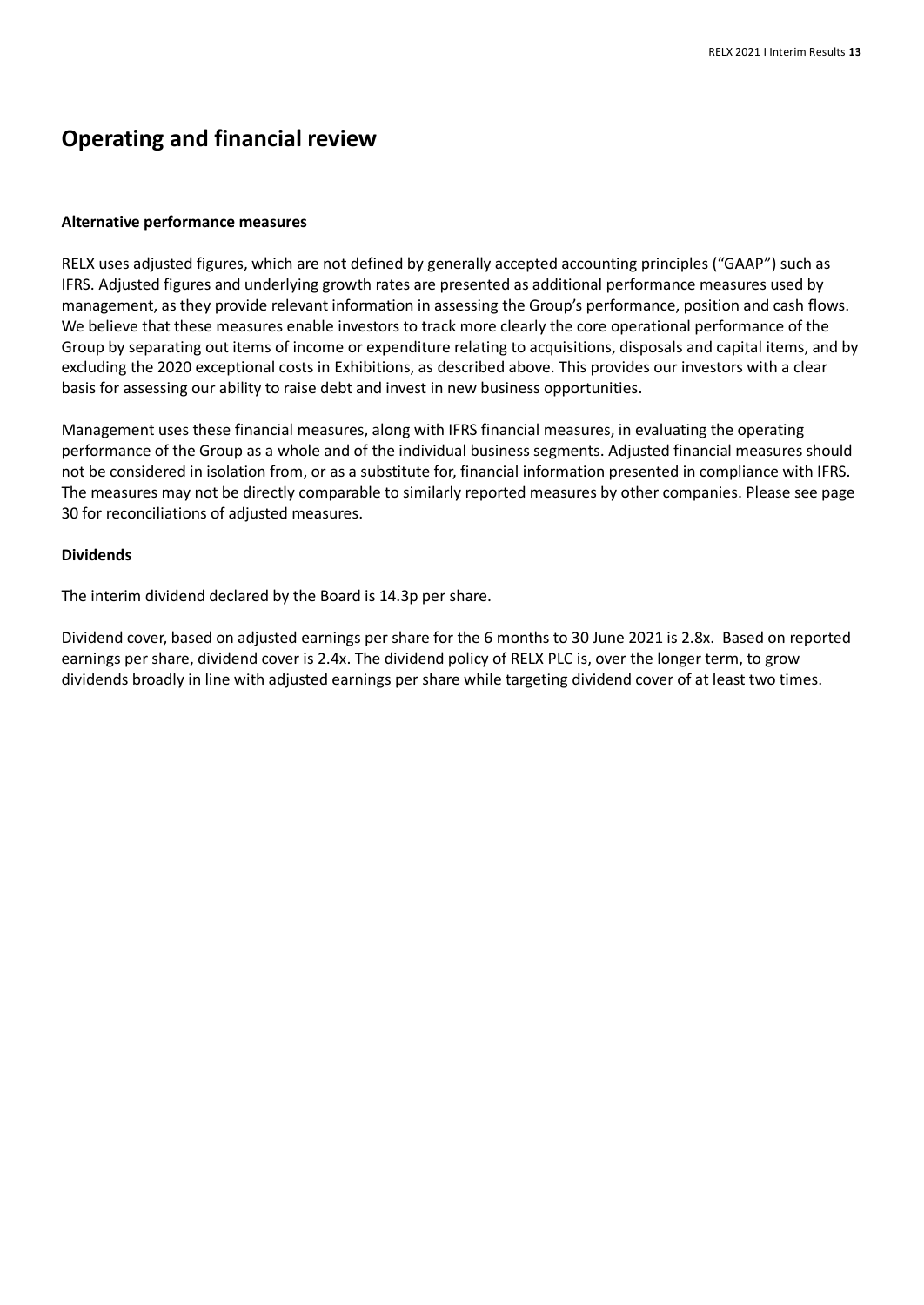# Operating and financial review

**Alternative performance measures**

RELX uses adjusted figures, which are not defined by generally accepted accounting principles ("GAAP") such as IFRS. Adjusted figures and underlying growth rates are presented as additional performance measures used by management, as they provide relevant information in assessing the Group's performance, position and cash flows. We believe that these measures enable investors to track more clearly the core operational performance of the Group by separating out items of income or expenditure relating to acquisitions, disposals and capital items, and by excluding the 2020 exceptional costs in Exhibitions, as described above. This provides our investors with a clear basis for assessing our ability to raise debt and invest in new business opportunities.

Management uses these financial measures, along with IFRS financial measures, in evaluating the operating performance of the Group as a whole and of the individual business segments. Adjusted financial measures should not be considered in isolation from, or as a substitute for, financial information presented in compliance with IFRS. The measures may not be directly comparable to similarly reported measures by other companies. Please see page 30 for reconciliations of adjusted measures.

**Dividends**

The interim dividend declared by the Board is 14.3p per share.

Dividend cover, based on adjusted earnings per share for the 6 months to 30 June 2021 is 2.8x. Based on reported earnings per share, dividend cover is 2.4x. The dividend policy of RELX PLC is, over the longer term, to grow dividends broadly in line with adjusted earnings per share while targeting dividend cover of at least two times.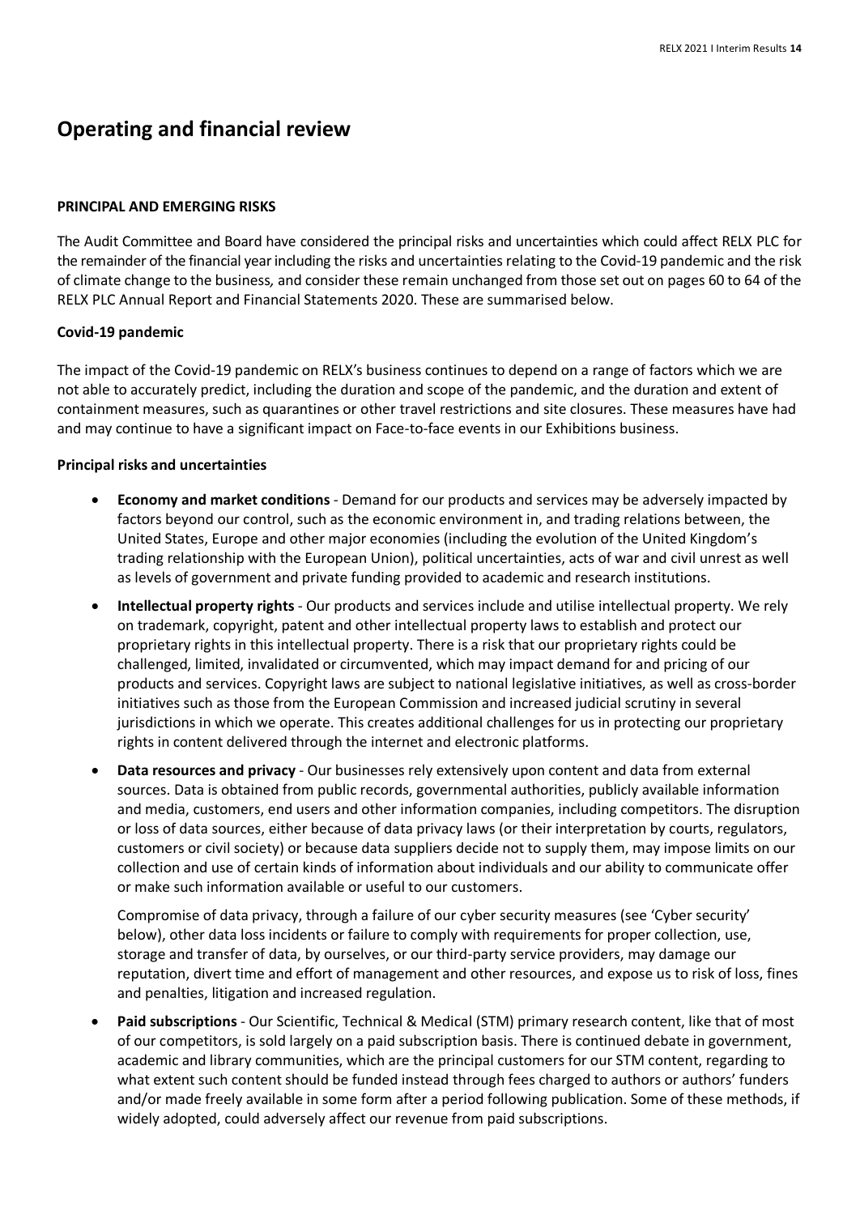# Operating and financial review

**PRINCIPAL AND EMERGING RISKS**

The Audit Committee and Board have considered the principal risks and uncertainties which could affect RELX PLC for the remainder of the financial year including the risks and uncertainties relating to the Covid-19 pandemic and the risk of climate change to the business, and consider these remain unchanged from those set out on pages 60 to 64 of the RELX PLC Annual Report and Financial Statements 2020. These are summarised below.

**Covid-19 pandemic**

The impact of the Covid-19 pandemic on RELX's business continues to depend on a range of factors which we are not able to accurately predict, including the duration and scope of the pandemic, and the duration and extent of containment measures, such as quarantines or other travel restrictions and site closures. These measures have had and may continue to have a significant impact on Face-to-face events in our Exhibitions business.

**Principal risks and uncertainties**

- **Economy and market conditions** - Demand for our products and services may be adversely impacted by factors beyond our control, such as the economic environment in, and trading relations between, the United States, Europe and other major economies (including the evolution of the United Kingdom's trading relationship with the European Union), political uncertainties, acts of war and civil unrest as well as levels of government and private funding provided to academic and research institutions.
- **Intellectual property rights** - Our products and services include and utilise intellectual property. We rely on trademark, copyright, patent and other intellectual property laws to establish and protect our proprietary rights in this intellectual property. There is a risk that our proprietary rights could be challenged, limited, invalidated or circumvented, which may impact demand for and pricing of our products and services. Copyright laws are subject to national legislative initiatives, as well as cross-border initiatives such as those from the European Commission and increased judicial scrutiny in several jurisdictions in which we operate. This creates additional challenges for us in protecting our proprietary rights in content delivered through the internet and electronic platforms.
- **Data resources and privacy** - Our businesses rely extensively upon content and data from external sources. Data is obtained from public records, governmental authorities, publicly available information and media, customers, end users and other information companies, including competitors. The disruption or loss of data sources, either because of data privacy laws (or their interpretation by courts, regulators, customers or civil society) or because data suppliers decide not to supply them, may impose limits on our collection and use of certain kinds of information about individuals and our ability to communicate offer or make such information available or useful to our customers.

  Compromise of data privacy, through a failure of our cyber security measures (see 'Cyber security' below), other data loss incidents or failure to comply with requirements for proper collection, use, storage and transfer of data, by ourselves, or our third-party service providers, may damage our reputation, divert time and effort of management and other resources, and expose us to risk of loss, fines and penalties, litigation and increased regulation.
- **Paid subscriptions** - Our Scientific, Technical & Medical (STM) primary research content, like that of most of our competitors, is sold largely on a paid subscription basis. There is continued debate in government, academic and library communities, which are the principal customers for our STM content, regarding to what extent such content should be funded instead through fees charged to authors or authors' funders and/or made freely available in some form after a period following publication. Some of these methods, if widely adopted, could adversely affect our revenue from paid subscriptions.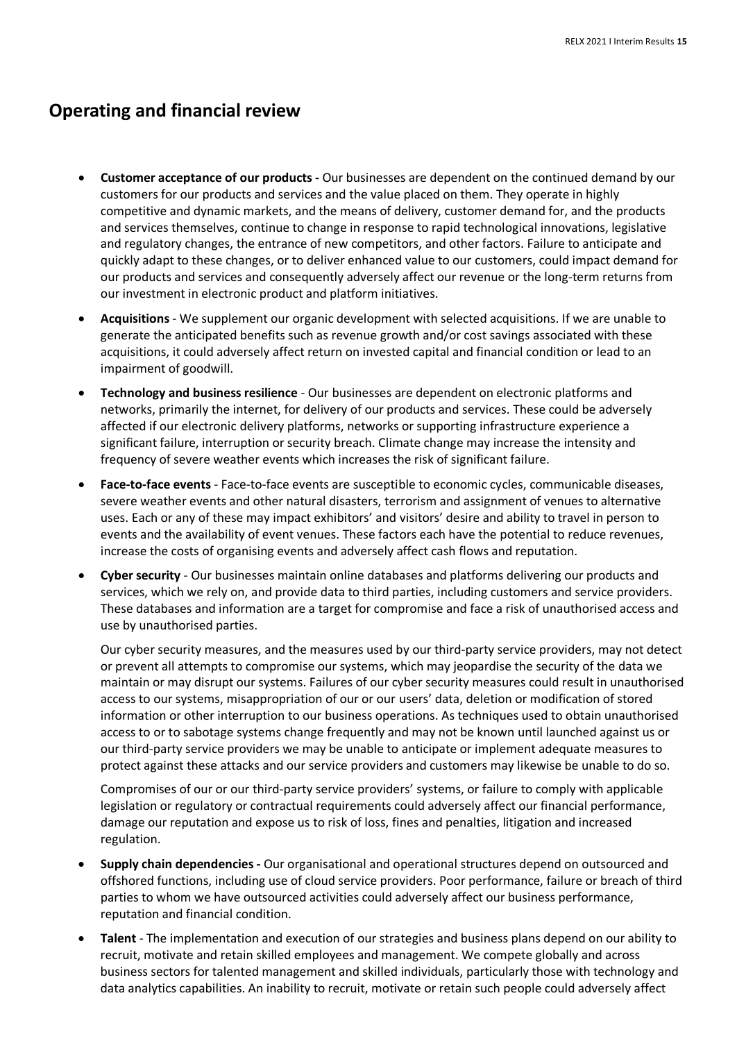## Operating and financial review

- **Customer acceptance of our products -** Our businesses are dependent on the continued demand by our customers for our products and services and the value placed on them. They operate in highly competitive and dynamic markets, and the means of delivery, customer demand for, and the products and services themselves, continue to change in response to rapid technological innovations, legislative and regulatory changes, the entrance of new competitors, and other factors. Failure to anticipate and quickly adapt to these changes, or to deliver enhanced value to our customers, could impact demand for our products and services and consequently adversely affect our revenue or the long-term returns from our investment in electronic product and platform initiatives.
- **Acquisitions** - We supplement our organic development with selected acquisitions. If we are unable to generate the anticipated benefits such as revenue growth and/or cost savings associated with these acquisitions, it could adversely affect return on invested capital and financial condition or lead to an impairment of goodwill.
- **Technology and business resilience** - Our businesses are dependent on electronic platforms and networks, primarily the internet, for delivery of our products and services. These could be adversely affected if our electronic delivery platforms, networks or supporting infrastructure experience a significant failure, interruption or security breach. Climate change may increase the intensity and frequency of severe weather events which increases the risk of significant failure.
- **Face-to-face events** - Face-to-face events are susceptible to economic cycles, communicable diseases, severe weather events and other natural disasters, terrorism and assignment of venues to alternative uses. Each or any of these may impact exhibitors' and visitors' desire and ability to travel in person to events and the availability of event venues. These factors each have the potential to reduce revenues, increase the costs of organising events and adversely affect cash flows and reputation.
- **Cyber security** - Our businesses maintain online databases and platforms delivering our products and services, which we rely on, and provide data to third parties, including customers and service providers. These databases and information are a target for compromise and face a risk of unauthorised access and use by unauthorised parties.

  Our cyber security measures, and the measures used by our third-party service providers, may not detect or prevent all attempts to compromise our systems, which may jeopardise the security of the data we maintain or may disrupt our systems. Failures of our cyber security measures could result in unauthorised access to our systems, misappropriation of our or our users' data, deletion or modification of stored information or other interruption to our business operations. As techniques used to obtain unauthorised access to or to sabotage systems change frequently and may not be known until launched against us or our third-party service providers we may be unable to anticipate or implement adequate measures to protect against these attacks and our service providers and customers may likewise be unable to do so.

  Compromises of our or our third-party service providers' systems, or failure to comply with applicable legislation or regulatory or contractual requirements could adversely affect our financial performance, damage our reputation and expose us to risk of loss, fines and penalties, litigation and increased regulation.
- **Supply chain dependencies -** Our organisational and operational structures depend on outsourced and offshored functions, including use of cloud service providers. Poor performance, failure or breach of third parties to whom we have outsourced activities could adversely affect our business performance, reputation and financial condition.
- **Talent** - The implementation and execution of our strategies and business plans depend on our ability to recruit, motivate and retain skilled employees and management. We compete globally and across business sectors for talented management and skilled individuals, particularly those with technology and data analytics capabilities. An inability to recruit, motivate or retain such people could adversely affect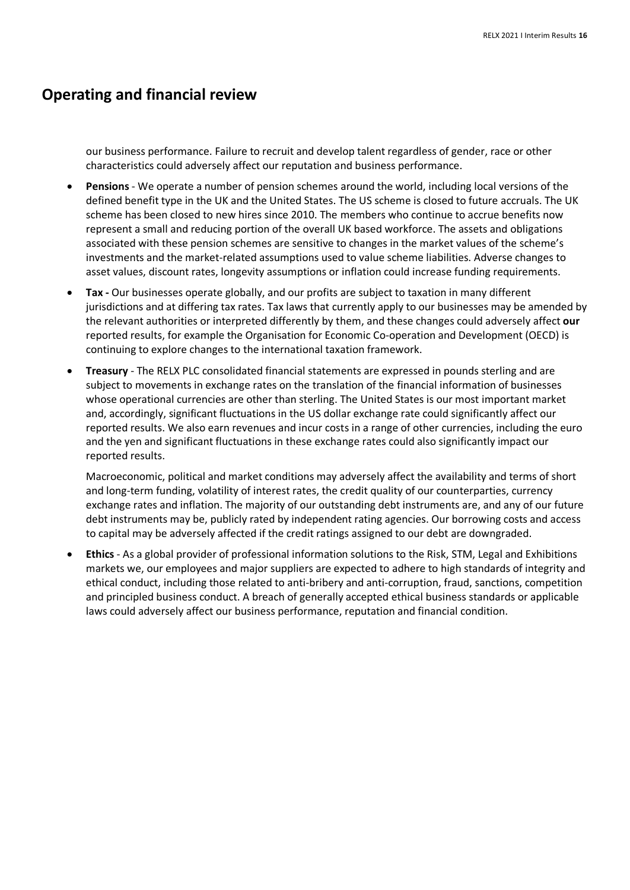## Operating and financial review

our business performance. Failure to recruit and develop talent regardless of gender, race or other characteristics could adversely affect our reputation and business performance.

- **Pensions** - We operate a number of pension schemes around the world, including local versions of the defined benefit type in the UK and the United States. The US scheme is closed to future accruals. The UK scheme has been closed to new hires since 2010. The members who continue to accrue benefits now represent a small and reducing portion of the overall UK based workforce. The assets and obligations associated with these pension schemes are sensitive to changes in the market values of the scheme's investments and the market-related assumptions used to value scheme liabilities. Adverse changes to asset values, discount rates, longevity assumptions or inflation could increase funding requirements.
- **Tax -** Our businesses operate globally, and our profits are subject to taxation in many different jurisdictions and at differing tax rates. Tax laws that currently apply to our businesses may be amended by the relevant authorities or interpreted differently by them, and these changes could adversely affect **our** reported results, for example the Organisation for Economic Co-operation and Development (OECD) is continuing to explore changes to the international taxation framework.
- **Treasury** - The RELX PLC consolidated financial statements are expressed in pounds sterling and are subject to movements in exchange rates on the translation of the financial information of businesses whose operational currencies are other than sterling. The United States is our most important market and, accordingly, significant fluctuations in the US dollar exchange rate could significantly affect our reported results. We also earn revenues and incur costs in a range of other currencies, including the euro and the yen and significant fluctuations in these exchange rates could also significantly impact our reported results.

  Macroeconomic, political and market conditions may adversely affect the availability and terms of short and long-term funding, volatility of interest rates, the credit quality of our counterparties, currency exchange rates and inflation. The majority of our outstanding debt instruments are, and any of our future debt instruments may be, publicly rated by independent rating agencies. Our borrowing costs and access to capital may be adversely affected if the credit ratings assigned to our debt are downgraded.
- **Ethics** - As a global provider of professional information solutions to the Risk, STM, Legal and Exhibitions markets we, our employees and major suppliers are expected to adhere to high standards of integrity and ethical conduct, including those related to anti-bribery and anti-corruption, fraud, sanctions, competition and principled business conduct. A breach of generally accepted ethical business standards or applicable laws could adversely affect our business performance, reputation and financial condition.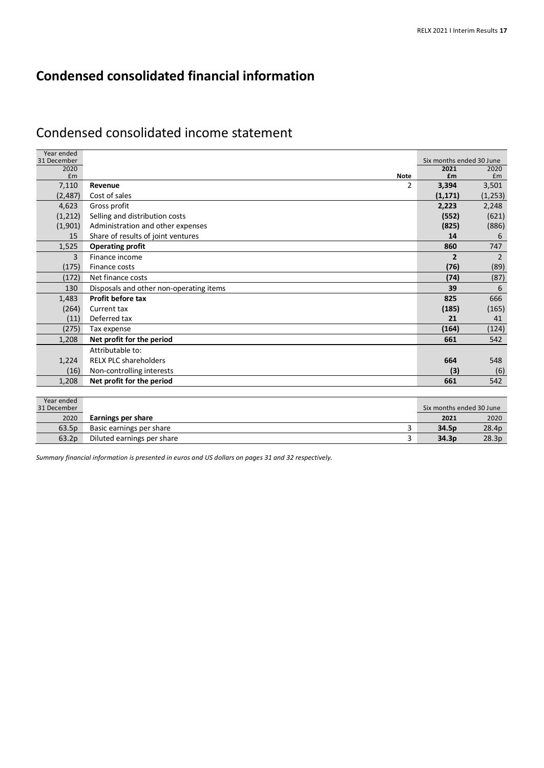# Condensed consolidated financial information

## Condensed consolidated income statement

| Year ended 31 December 2020 £m | | Note | Six months ended 30 June 2021 £m | Six months ended 30 June 2020 £m |
|---|---|---|---|---|
| 7,110 | **Revenue** | 2 | **3,394** | 3,501 |
| (2,487) | Cost of sales | | **(1,171)** | (1,253) |
| 4,623 | Gross profit | | **2,223** | 2,248 |
| (1,212) | Selling and distribution costs | | **(552)** | (621) |
| (1,901) | Administration and other expenses | | **(825)** | (886) |
| 15 | Share of results of joint ventures | | **14** | 6 |
| 1,525 | **Operating profit** | | **860** | 747 |
| 3 | Finance income | | **2** | 2 |
| (175) | Finance costs | | **(76)** | (89) |
| (172) | Net finance costs | | **(74)** | (87) |
| 130 | Disposals and other non-operating items | | **39** | 6 |
| 1,483 | **Profit before tax** | | **825** | 666 |
| (264) | Current tax | | **(185)** | (165) |
| (11) | Deferred tax | | **21** | 41 |
| (275) | Tax expense | | **(164)** | (124) |
| 1,208 | **Net profit for the period** | | **661** | 542 |
| | Attributable to: | | | |
| 1,224 | RELX PLC shareholders | | **664** | 548 |
| (16) | Non-controlling interests | | **(3)** | (6) |
| 1,208 | **Net profit for the period** | | **661** | 542 |

| Year ended 31 December 2020 | **Earnings per share** | | Six months ended 30 June 2021 | Six months ended 30 June 2020 |
|---|---|---|---|---|
| 63.5p | Basic earnings per share | 3 | **34.5p** | 28.4p |
| 63.2p | Diluted earnings per share | 3 | **34.3p** | 28.3p |

*Summary financial information is presented in euros and US dollars on pages 31 and 32 respectively.*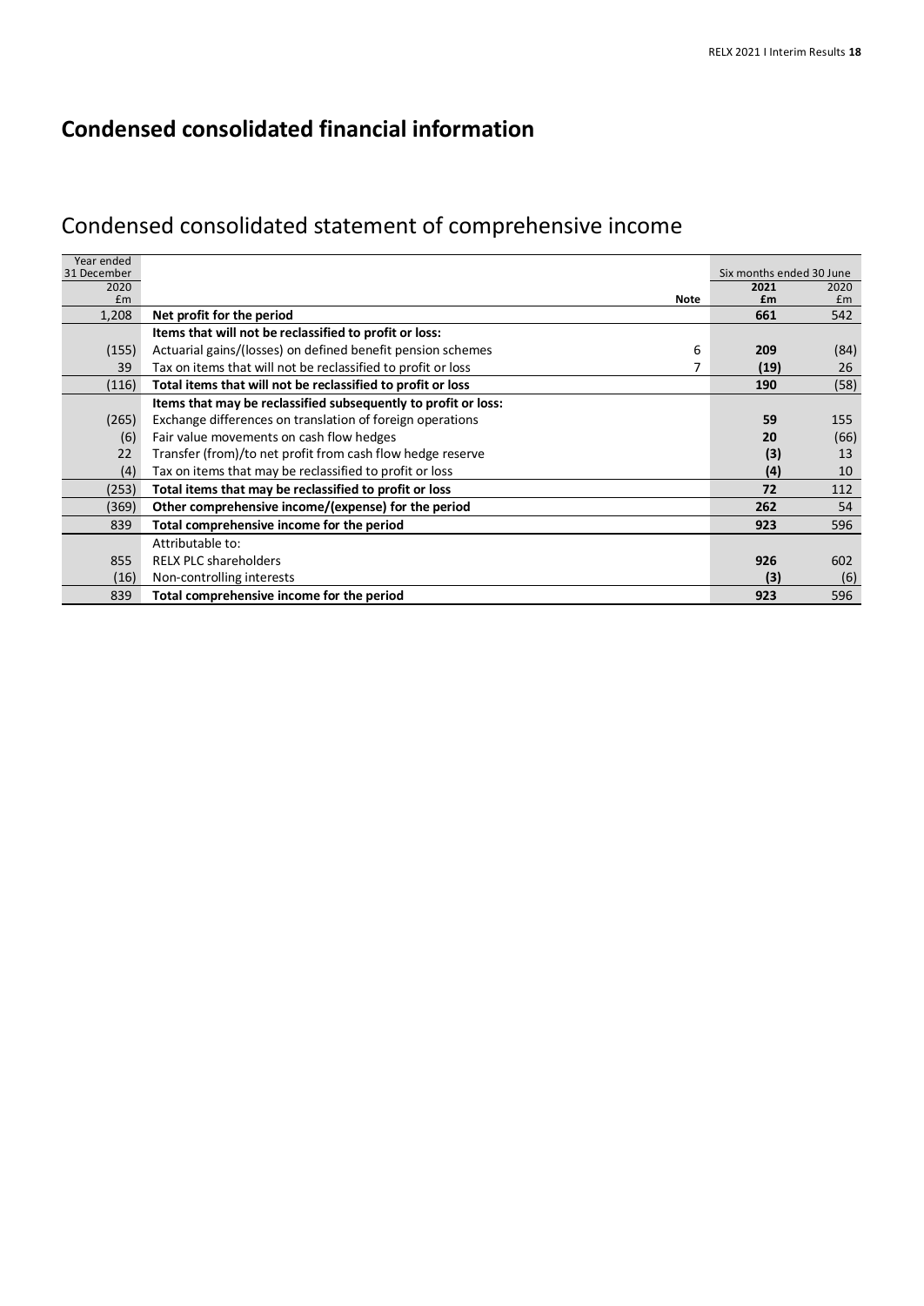# Condensed consolidated financial information

## Condensed consolidated statement of comprehensive income

| Year ended 31 December 2020 £m | | Note | Six months ended 30 June 2021 £m | Six months ended 30 June 2020 £m |
|---|---|---|---|---|
| 1,208 | **Net profit for the period** | | **661** | 542 |
| | **Items that will not be reclassified to profit or loss:** | | | |
| (155) | Actuarial gains/(losses) on defined benefit pension schemes | 6 | **209** | (84) |
| 39 | Tax on items that will not be reclassified to profit or loss | 7 | **(19)** | 26 |
| (116) | **Total items that will not be reclassified to profit or loss** | | **190** | (58) |
| | **Items that may be reclassified subsequently to profit or loss:** | | | |
| (265) | Exchange differences on translation of foreign operations | | **59** | 155 |
| (6) | Fair value movements on cash flow hedges | | **20** | (66) |
| 22 | Transfer (from)/to net profit from cash flow hedge reserve | | **(3)** | 13 |
| (4) | Tax on items that may be reclassified to profit or loss | | **(4)** | 10 |
| (253) | **Total items that may be reclassified to profit or loss** | | **72** | 112 |
| (369) | **Other comprehensive income/(expense) for the period** | | **262** | 54 |
| 839 | **Total comprehensive income for the period** | | **923** | 596 |
| | Attributable to: | | | |
| 855 | RELX PLC shareholders | | **926** | 602 |
| (16) | Non-controlling interests | | **(3)** | (6) |
| 839 | **Total comprehensive income for the period** | | **923** | 596 |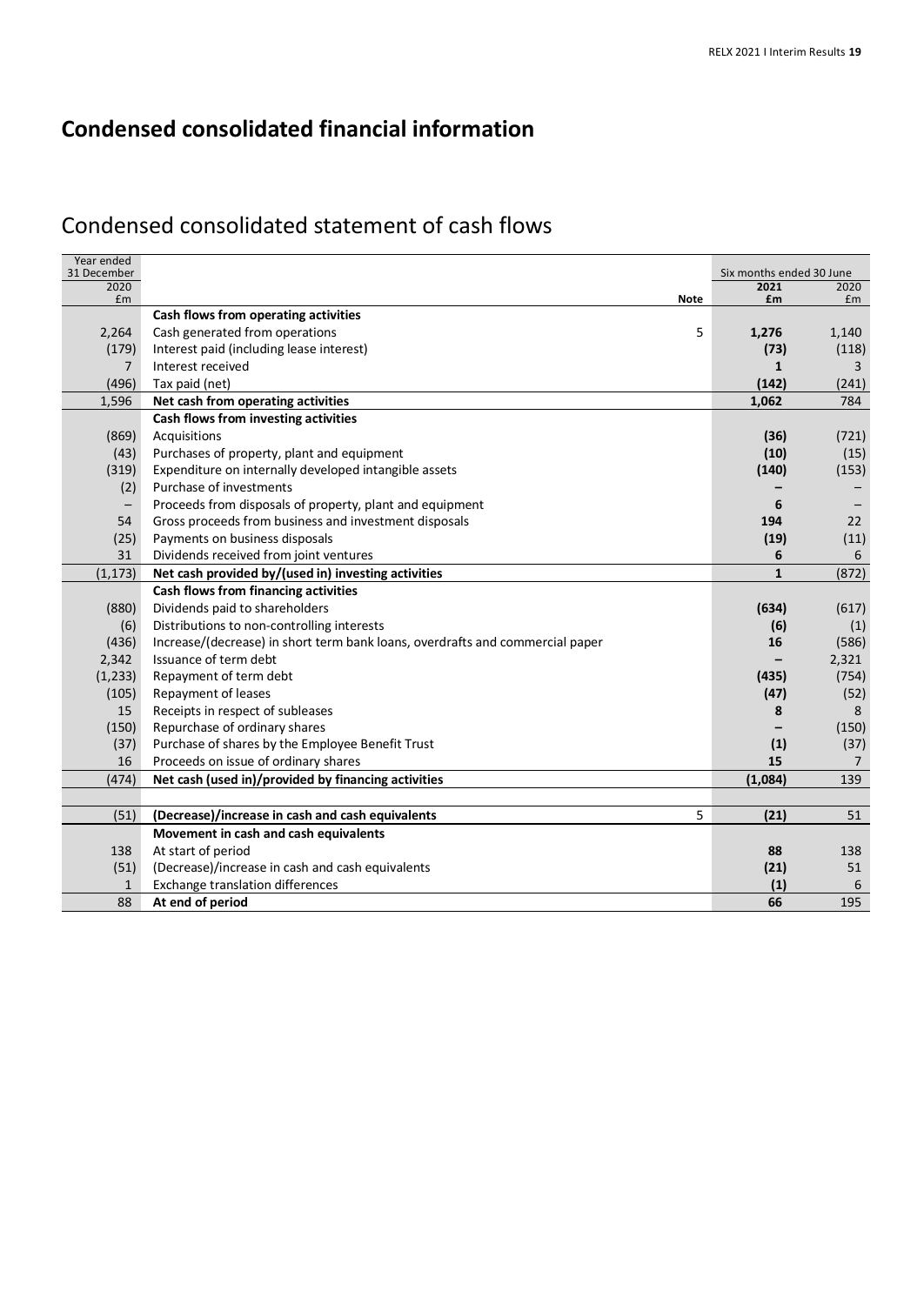# Condensed consolidated financial information

## Condensed consolidated statement of cash flows

| Year ended 31 December 2020 £m | | Note | Six months ended 30 June 2021 £m | Six months ended 30 June 2020 £m |
|---|---|---|---|---|
| | **Cash flows from operating activities** | | | |
| 2,264 | Cash generated from operations | 5 | **1,276** | 1,140 |
| (179) | Interest paid (including lease interest) | | **(73)** | (118) |
| 7 | Interest received | | **1** | 3 |
| (496) | Tax paid (net) | | **(142)** | (241) |
| 1,596 | **Net cash from operating activities** | | **1,062** | 784 |
| | **Cash flows from investing activities** | | | |
| (869) | Acquisitions | | **(36)** | (721) |
| (43) | Purchases of property, plant and equipment | | **(10)** | (15) |
| (319) | Expenditure on internally developed intangible assets | | **(140)** | (153) |
| (2) | Purchase of investments | | **–** | – |
| – | Proceeds from disposals of property, plant and equipment | | **6** | – |
| 54 | Gross proceeds from business and investment disposals | | **194** | 22 |
| (25) | Payments on business disposals | | **(19)** | (11) |
| 31 | Dividends received from joint ventures | | **6** | 6 |
| (1,173) | **Net cash provided by/(used in) investing activities** | | **1** | (872) |
| | **Cash flows from financing activities** | | | |
| (880) | Dividends paid to shareholders | | **(634)** | (617) |
| (6) | Distributions to non-controlling interests | | **(6)** | (1) |
| (436) | Increase/(decrease) in short term bank loans, overdrafts and commercial paper | | **16** | (586) |
| 2,342 | Issuance of term debt | | **–** | 2,321 |
| (1,233) | Repayment of term debt | | **(435)** | (754) |
| (105) | Repayment of leases | | **(47)** | (52) |
| 15 | Receipts in respect of subleases | | **8** | 8 |
| (150) | Repurchase of ordinary shares | | **–** | (150) |
| (37) | Purchase of shares by the Employee Benefit Trust | | **(1)** | (37) |
| 16 | Proceeds on issue of ordinary shares | | **15** | 7 |
| (474) | **Net cash (used in)/provided by financing activities** | | **(1,084)** | 139 |
| | | | | |
| (51) | **(Decrease)/increase in cash and cash equivalents** | 5 | **(21)** | 51 |
| | **Movement in cash and cash equivalents** | | | |
| 138 | At start of period | | **88** | 138 |
| (51) | (Decrease)/increase in cash and cash equivalents | | **(21)** | 51 |
| 1 | Exchange translation differences | | **(1)** | 6 |
| 88 | **At end of period** | | **66** | 195 |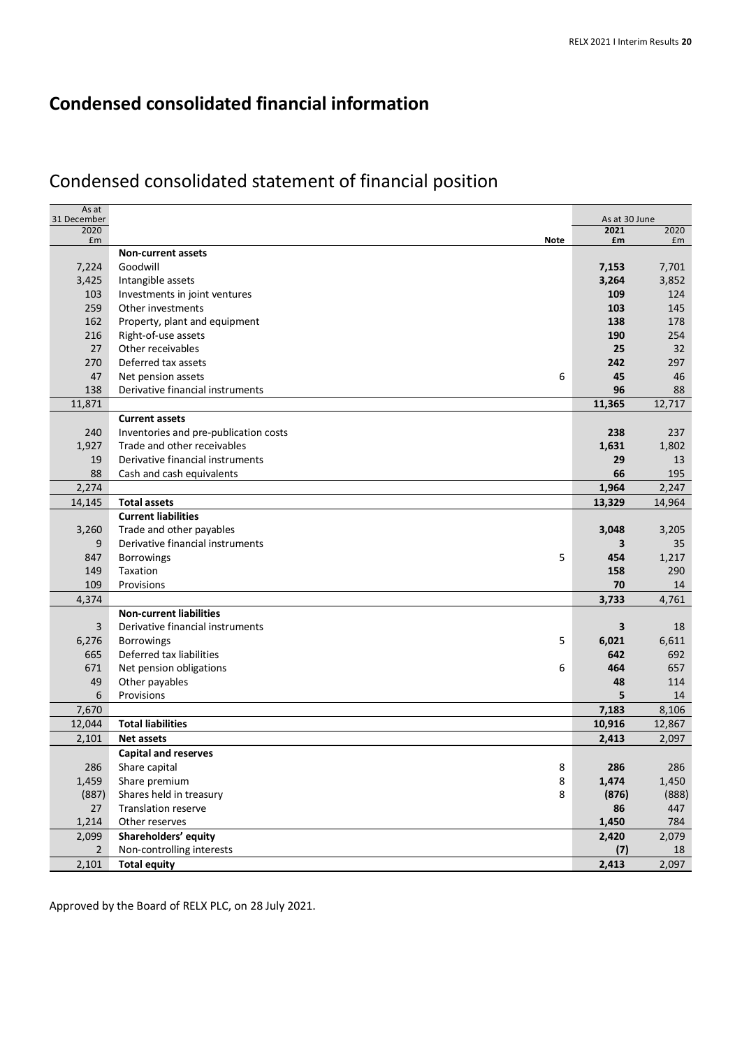# Condensed consolidated financial information

## Condensed consolidated statement of financial position

| As at 31 December 2020 £m | | Note | As at 30 June 2021 £m | As at 30 June 2020 £m |
|---|---|---|---|---|
| | **Non-current assets** | | | |
| 7,224 | Goodwill | | **7,153** | 7,701 |
| 3,425 | Intangible assets | | **3,264** | 3,852 |
| 103 | Investments in joint ventures | | **109** | 124 |
| 259 | Other investments | | **103** | 145 |
| 162 | Property, plant and equipment | | **138** | 178 |
| 216 | Right-of-use assets | | **190** | 254 |
| 27 | Other receivables | | **25** | 32 |
| 270 | Deferred tax assets | | **242** | 297 |
| 47 | Net pension assets | 6 | **45** | 46 |
| 138 | Derivative financial instruments | | **96** | 88 |
| 11,871 | | | **11,365** | 12,717 |
| | **Current assets** | | | |
| 240 | Inventories and pre-publication costs | | **238** | 237 |
| 1,927 | Trade and other receivables | | **1,631** | 1,802 |
| 19 | Derivative financial instruments | | **29** | 13 |
| 88 | Cash and cash equivalents | | **66** | 195 |
| 2,274 | | | **1,964** | 2,247 |
| 14,145 | **Total assets** | | **13,329** | 14,964 |
| | **Current liabilities** | | | |
| 3,260 | Trade and other payables | | **3,048** | 3,205 |
| 9 | Derivative financial instruments | | **3** | 35 |
| 847 | Borrowings | 5 | **454** | 1,217 |
| 149 | Taxation | | **158** | 290 |
| 109 | Provisions | | **70** | 14 |
| 4,374 | | | **3,733** | 4,761 |
| | **Non-current liabilities** | | | |
| 3 | Derivative financial instruments | | **3** | 18 |
| 6,276 | Borrowings | 5 | **6,021** | 6,611 |
| 665 | Deferred tax liabilities | | **642** | 692 |
| 671 | Net pension obligations | 6 | **464** | 657 |
| 49 | Other payables | | **48** | 114 |
| 6 | Provisions | | **5** | 14 |
| 7,670 | | | **7,183** | 8,106 |
| 12,044 | **Total liabilities** | | **10,916** | 12,867 |
| 2,101 | **Net assets** | | **2,413** | 2,097 |
| | **Capital and reserves** | | | |
| 286 | Share capital | 8 | **286** | 286 |
| 1,459 | Share premium | 8 | **1,474** | 1,450 |
| (887) | Shares held in treasury | 8 | **(876)** | (888) |
| 27 | Translation reserve | | **86** | 447 |
| 1,214 | Other reserves | | **1,450** | 784 |
| 2,099 | **Shareholders' equity** | | **2,420** | 2,079 |
| 2 | Non-controlling interests | | **(7)** | 18 |
| 2,101 | **Total equity** | | **2,413** | 2,097 |

Approved by the Board of RELX PLC, on 28 July 2021.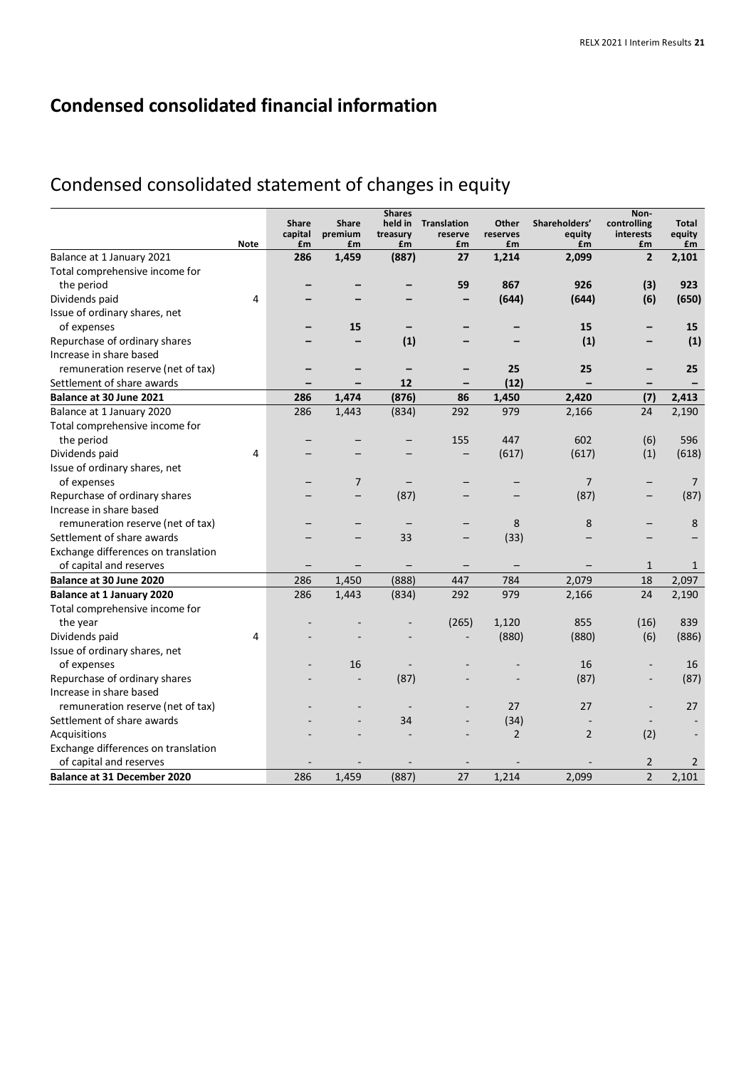# Condensed consolidated financial information

## Condensed consolidated statement of changes in equity

| | Note | Share capital £m | Share premium £m | Shares held in treasury £m | Translation reserve £m | Other reserves £m | Shareholders' equity £m | Non-controlling interests £m | Total equity £m |
|---|---|---|---|---|---|---|---|---|---|
| Balance at 1 January 2021 | | **286** | **1,459** | **(887)** | **27** | **1,214** | **2,099** | **2** | **2,101** |
| Total comprehensive income for the period | | **–** | **–** | **–** | **59** | **867** | **926** | **(3)** | **923** |
| Dividends paid | 4 | **–** | **–** | **–** | **–** | **(644)** | **(644)** | **(6)** | **(650)** |
| Issue of ordinary shares, net of expenses | | **–** | **15** | **–** | **–** | **–** | **15** | **–** | **15** |
| Repurchase of ordinary shares | | **–** | **–** | **(1)** | **–** | **–** | **(1)** | **–** | **(1)** |
| Increase in share based remuneration reserve (net of tax) | | **–** | **–** | **–** | **–** | **25** | **25** | **–** | **25** |
| Settlement of share awards | | **–** | **–** | **12** | **–** | **(12)** | **–** | **–** | **–** |
| **Balance at 30 June 2021** | | **286** | **1,474** | **(876)** | **86** | **1,450** | **2,420** | **(7)** | **2,413** |
| Balance at 1 January 2020 | | 286 | 1,443 | (834) | 292 | 979 | 2,166 | 24 | 2,190 |
| Total comprehensive income for the period | | – | – | – | 155 | 447 | 602 | (6) | 596 |
| Dividends paid | 4 | – | – | – | – | (617) | (617) | (1) | (618) |
| Issue of ordinary shares, net of expenses | | – | 7 | – | – | – | 7 | – | 7 |
| Repurchase of ordinary shares | | – | – | (87) | – | – | (87) | – | (87) |
| Increase in share based remuneration reserve (net of tax) | | – | – | – | – | 8 | 8 | – | 8 |
| Settlement of share awards | | – | – | 33 | – | (33) | – | – | – |
| Exchange differences on translation of capital and reserves | | – | – | – | – | – | – | 1 | 1 |
| **Balance at 30 June 2020** | | 286 | 1,450 | (888) | 447 | 784 | 2,079 | 18 | 2,097 |
| **Balance at 1 January 2020** | | 286 | 1,443 | (834) | 292 | 979 | 2,166 | 24 | 2,190 |
| Total comprehensive income for the year | | - | - | - | (265) | 1,120 | 855 | (16) | 839 |
| Dividends paid | 4 | - | - | - | - | (880) | (880) | (6) | (886) |
| Issue of ordinary shares, net of expenses | | - | 16 | - | - | - | 16 | - | 16 |
| Repurchase of ordinary shares | | - | - | (87) | - | - | (87) | - | (87) |
| Increase in share based remuneration reserve (net of tax) | | - | - | - | - | 27 | 27 | - | 27 |
| Settlement of share awards | | - | - | 34 | - | (34) | - | - | - |
| Acquisitions | | - | - | - | - | 2 | 2 | (2) | - |
| Exchange differences on translation of capital and reserves | | - | - | - | - | - | - | 2 | 2 |
| **Balance at 31 December 2020** | | 286 | 1,459 | (887) | 27 | 1,214 | 2,099 | 2 | 2,101 |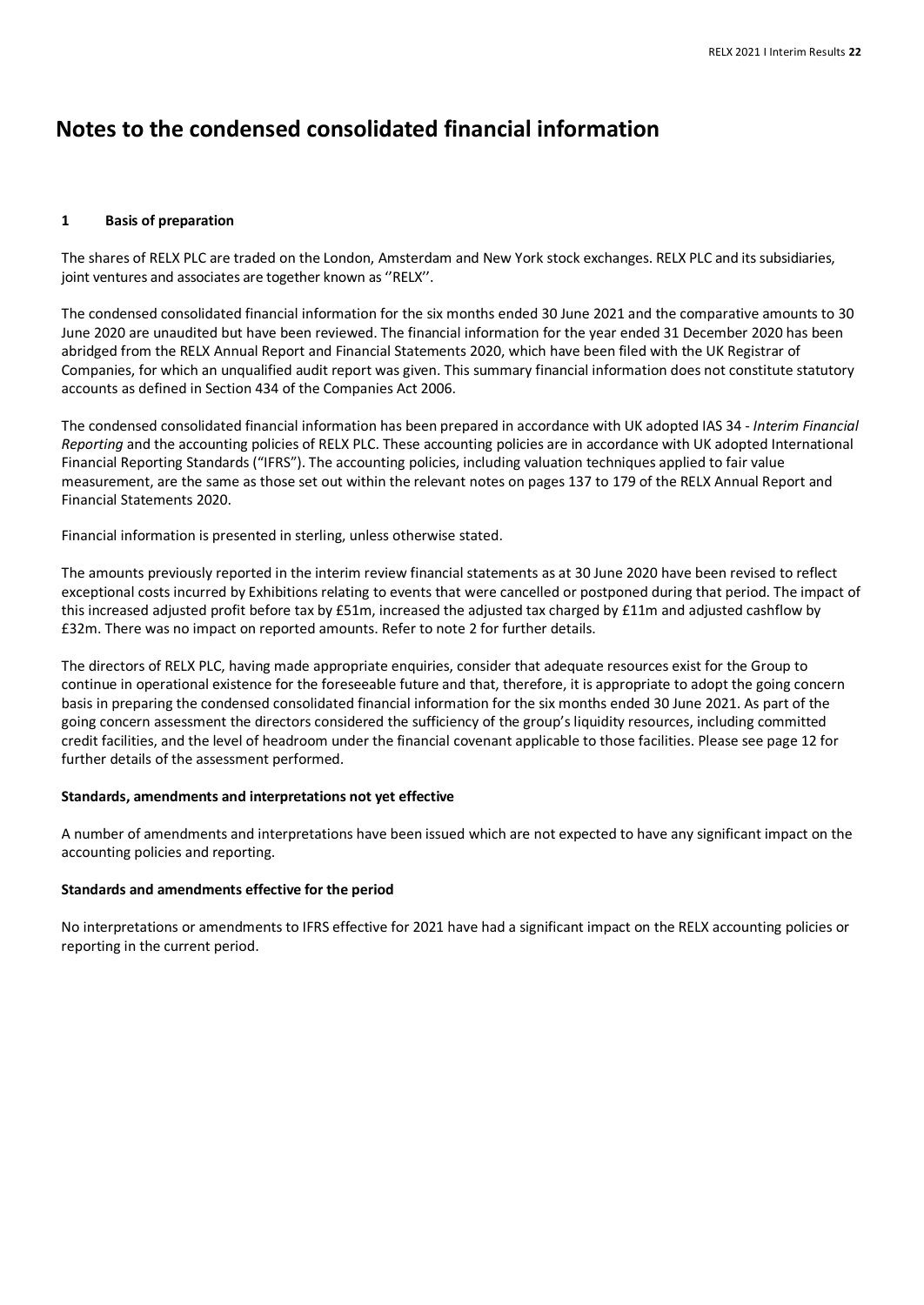# Notes to the condensed consolidated financial information

## 1 Basis of preparation

The shares of RELX PLC are traded on the London, Amsterdam and New York stock exchanges. RELX PLC and its subsidiaries, joint ventures and associates are together known as ''RELX''.

The condensed consolidated financial information for the six months ended 30 June 2021 and the comparative amounts to 30 June 2020 are unaudited but have been reviewed. The financial information for the year ended 31 December 2020 has been abridged from the RELX Annual Report and Financial Statements 2020, which have been filed with the UK Registrar of Companies, for which an unqualified audit report was given. This summary financial information does not constitute statutory accounts as defined in Section 434 of the Companies Act 2006.

The condensed consolidated financial information has been prepared in accordance with UK adopted IAS 34 - *Interim Financial Reporting* and the accounting policies of RELX PLC. These accounting policies are in accordance with UK adopted International Financial Reporting Standards ("IFRS"). The accounting policies, including valuation techniques applied to fair value measurement, are the same as those set out within the relevant notes on pages 137 to 179 of the RELX Annual Report and Financial Statements 2020.

Financial information is presented in sterling, unless otherwise stated.

The amounts previously reported in the interim review financial statements as at 30 June 2020 have been revised to reflect exceptional costs incurred by Exhibitions relating to events that were cancelled or postponed during that period. The impact of this increased adjusted profit before tax by £51m, increased the adjusted tax charged by £11m and adjusted cashflow by £32m. There was no impact on reported amounts. Refer to note 2 for further details.

The directors of RELX PLC, having made appropriate enquiries, consider that adequate resources exist for the Group to continue in operational existence for the foreseeable future and that, therefore, it is appropriate to adopt the going concern basis in preparing the condensed consolidated financial information for the six months ended 30 June 2021. As part of the going concern assessment the directors considered the sufficiency of the group's liquidity resources, including committed credit facilities, and the level of headroom under the financial covenant applicable to those facilities. Please see page 12 for further details of the assessment performed.

### Standards, amendments and interpretations not yet effective

A number of amendments and interpretations have been issued which are not expected to have any significant impact on the accounting policies and reporting.

### Standards and amendments effective for the period

No interpretations or amendments to IFRS effective for 2021 have had a significant impact on the RELX accounting policies or reporting in the current period.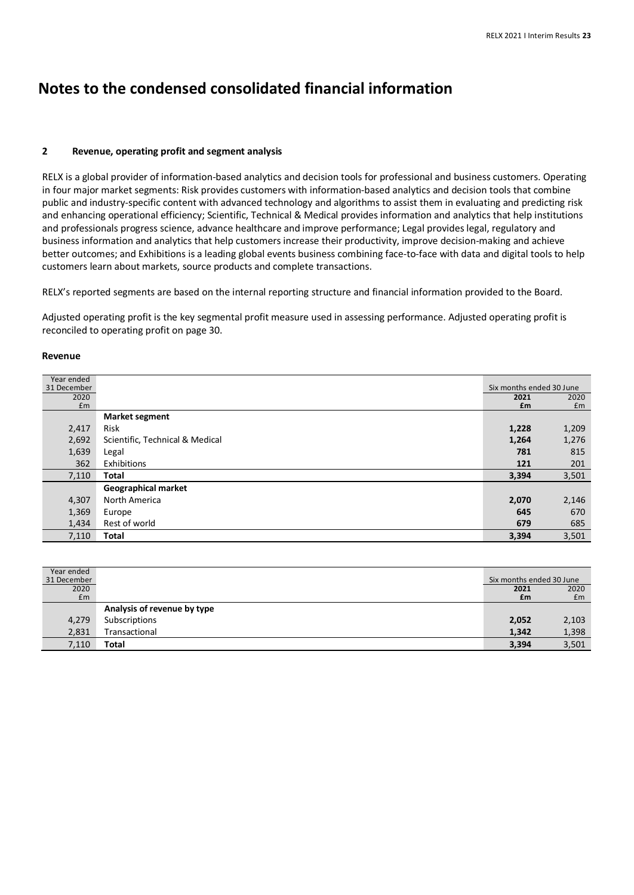# Notes to the condensed consolidated financial information

### 2 Revenue, operating profit and segment analysis

RELX is a global provider of information-based analytics and decision tools for professional and business customers. Operating in four major market segments: Risk provides customers with information-based analytics and decision tools that combine public and industry-specific content with advanced technology and algorithms to assist them in evaluating and predicting risk and enhancing operational efficiency; Scientific, Technical & Medical provides information and analytics that help institutions and professionals progress science, advance healthcare and improve performance; Legal provides legal, regulatory and business information and analytics that help customers increase their productivity, improve decision-making and achieve better outcomes; and Exhibitions is a leading global events business combining face-to-face with data and digital tools to help customers learn about markets, source products and complete transactions.

RELX's reported segments are based on the internal reporting structure and financial information provided to the Board.

Adjusted operating profit is the key segmental profit measure used in assessing performance. Adjusted operating profit is reconciled to operating profit on page 30.

**Revenue**

| Year ended 31 December 2020 £m | | Six months ended 30 June 2021 £m | Six months ended 30 June 2020 £m |
|---|---|---|---|
| | **Market segment** | | |
| 2,417 | Risk | **1,228** | 1,209 |
| 2,692 | Scientific, Technical & Medical | **1,264** | 1,276 |
| 1,639 | Legal | **781** | 815 |
| 362 | Exhibitions | **121** | 201 |
| 7,110 | **Total** | **3,394** | 3,501 |
| | **Geographical market** | | |
| 4,307 | North America | **2,070** | 2,146 |
| 1,369 | Europe | **645** | 670 |
| 1,434 | Rest of world | **679** | 685 |
| 7,110 | **Total** | **3,394** | 3,501 |

| Year ended 31 December 2020 £m | | Six months ended 30 June 2021 £m | Six months ended 30 June 2020 £m |
|---|---|---|---|
| | **Analysis of revenue by type** | | |
| 4,279 | Subscriptions | **2,052** | 2,103 |
| 2,831 | Transactional | **1,342** | 1,398 |
| 7,110 | **Total** | **3,394** | 3,501 |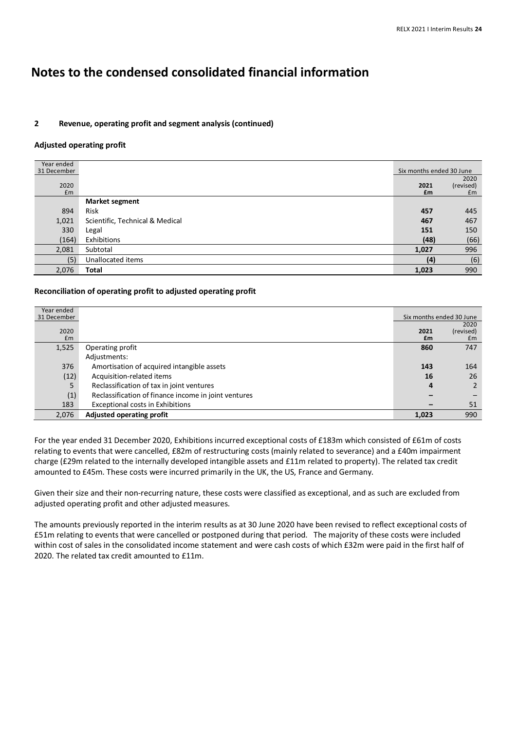# Notes to the condensed consolidated financial information

### 2 Revenue, operating profit and segment analysis (continued)

#### Adjusted operating profit

| Year ended 31 December 2020 £m | | Six months ended 30 June 2021 £m | Six months ended 30 June 2020 (revised) £m |
|---|---|---|---|
| | **Market segment** | | |
| 894 | Risk | **457** | 445 |
| 1,021 | Scientific, Technical & Medical | **467** | 467 |
| 330 | Legal | **151** | 150 |
| (164) | Exhibitions | **(48)** | (66) |
| 2,081 | Subtotal | **1,027** | 996 |
| (5) | Unallocated items | **(4)** | (6) |
| 2,076 | **Total** | **1,023** | 990 |

#### Reconciliation of operating profit to adjusted operating profit

| Year ended 31 December 2020 £m | | Six months ended 30 June 2021 £m | Six months ended 30 June 2020 (revised) £m |
|---|---|---|---|
| 1,525 | Operating profit | **860** | 747 |
| | Adjustments: | | |
| 376 | Amortisation of acquired intangible assets | **143** | 164 |
| (12) | Acquisition-related items | **16** | 26 |
| 5 | Reclassification of tax in joint ventures | **4** | 2 |
| (1) | Reclassification of finance income in joint ventures | **–** | – |
| 183 | Exceptional costs in Exhibitions | **–** | 51 |
| 2,076 | **Adjusted operating profit** | **1,023** | 990 |

For the year ended 31 December 2020, Exhibitions incurred exceptional costs of £183m which consisted of £61m of costs relating to events that were cancelled, £82m of restructuring costs (mainly related to severance) and a £40m impairment charge (£29m related to the internally developed intangible assets and £11m related to property). The related tax credit amounted to £45m. These costs were incurred primarily in the UK, the US, France and Germany.

Given their size and their non-recurring nature, these costs were classified as exceptional, and as such are excluded from adjusted operating profit and other adjusted measures.

The amounts previously reported in the interim results as at 30 June 2020 have been revised to reflect exceptional costs of £51m relating to events that were cancelled or postponed during that period. The majority of these costs were included within cost of sales in the consolidated income statement and were cash costs of which £32m were paid in the first half of 2020. The related tax credit amounted to £11m.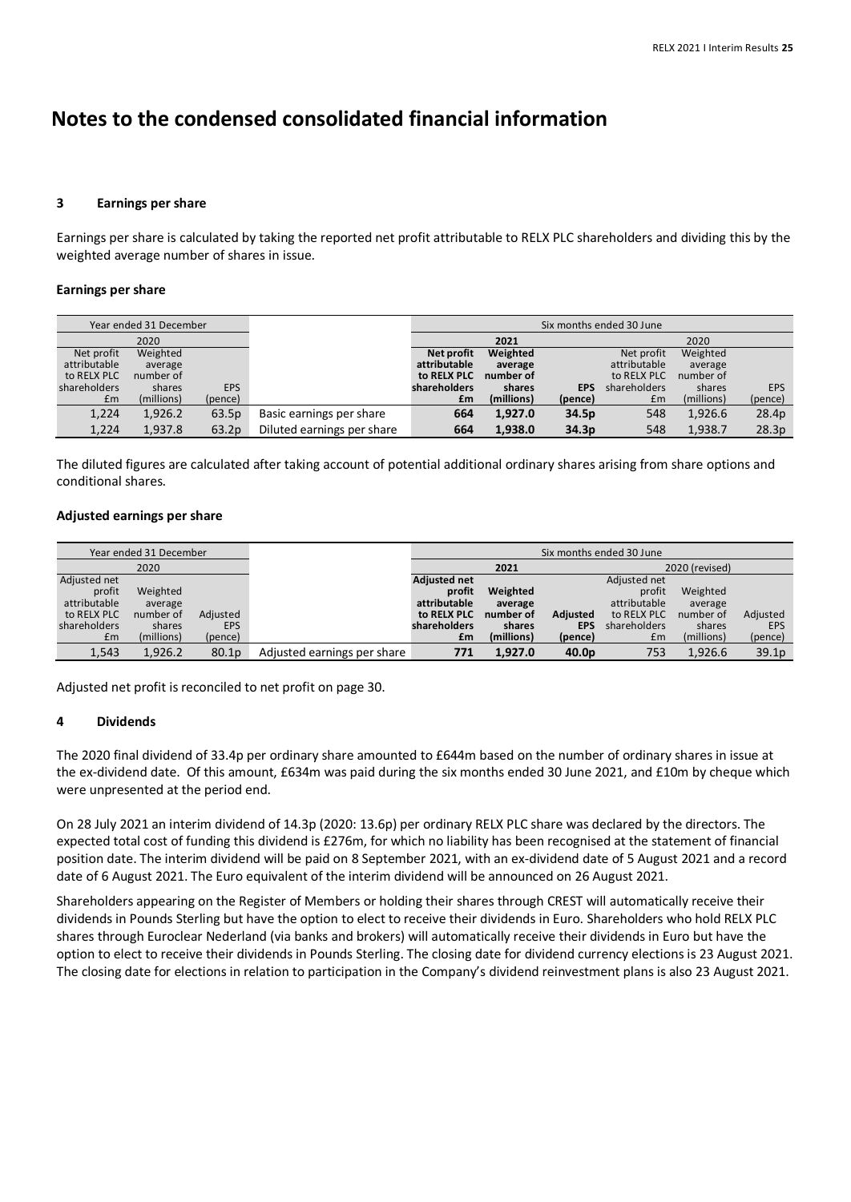# Notes to the condensed consolidated financial information

## 3 Earnings per share

Earnings per share is calculated by taking the reported net profit attributable to RELX PLC shareholders and dividing this by the weighted average number of shares in issue.

### Earnings per share

| Year ended 31 December | | | | Six months ended 30 June | | | | | |
|---|---|---|---|---|---|---|---|---|---|
| 2020 | | | | **2021** | | | 2020 | | |
| Net profit attributable to RELX PLC shareholders £m | Weighted average number of shares (millions) | EPS (pence) | | **Net profit attributable to RELX PLC shareholders £m** | **Weighted average number of shares (millions)** | **EPS (pence)** | Net profit attributable to RELX PLC shareholders £m | Weighted average number of shares (millions) | EPS (pence) |
| 1,224 | 1,926.2 | 63.5p | Basic earnings per share | **664** | **1,927.0** | **34.5p** | 548 | 1,926.6 | 28.4p |
| 1,224 | 1,937.8 | 63.2p | Diluted earnings per share | **664** | **1,938.0** | **34.3p** | 548 | 1,938.7 | 28.3p |

The diluted figures are calculated after taking account of potential additional ordinary shares arising from share options and conditional shares.

### Adjusted earnings per share

| Year ended 31 December | | | | Six months ended 30 June | | | | | |
|---|---|---|---|---|---|---|---|---|---|
| 2020 | | | | **2021** | | | 2020 (revised) | | |
| Adjusted net profit attributable to RELX PLC shareholders £m | Weighted average number of shares (millions) | Adjusted EPS (pence) | | **Adjusted net profit attributable to RELX PLC shareholders £m** | **Weighted average number of shares (millions)** | **Adjusted EPS (pence)** | Adjusted net profit attributable to RELX PLC shareholders £m | Weighted average number of shares (millions) | Adjusted EPS (pence) |
| 1,543 | 1,926.2 | 80.1p | Adjusted earnings per share | **771** | **1,927.0** | **40.0p** | 753 | 1,926.6 | 39.1p |

Adjusted net profit is reconciled to net profit on page 30.

## 4 Dividends

The 2020 final dividend of 33.4p per ordinary share amounted to £644m based on the number of ordinary shares in issue at the ex-dividend date. Of this amount, £634m was paid during the six months ended 30 June 2021, and £10m by cheque which were unpresented at the period end.

On 28 July 2021 an interim dividend of 14.3p (2020: 13.6p) per ordinary RELX PLC share was declared by the directors. The expected total cost of funding this dividend is £276m, for which no liability has been recognised at the statement of financial position date. The interim dividend will be paid on 8 September 2021, with an ex-dividend date of 5 August 2021 and a record date of 6 August 2021. The Euro equivalent of the interim dividend will be announced on 26 August 2021.

Shareholders appearing on the Register of Members or holding their shares through CREST will automatically receive their dividends in Pounds Sterling but have the option to elect to receive their dividends in Euro. Shareholders who hold RELX PLC shares through Euroclear Nederland (via banks and brokers) will automatically receive their dividends in Euro but have the option to elect to receive their dividends in Pounds Sterling. The closing date for dividend currency elections is 23 August 2021. The closing date for elections in relation to participation in the Company's dividend reinvestment plans is also 23 August 2021.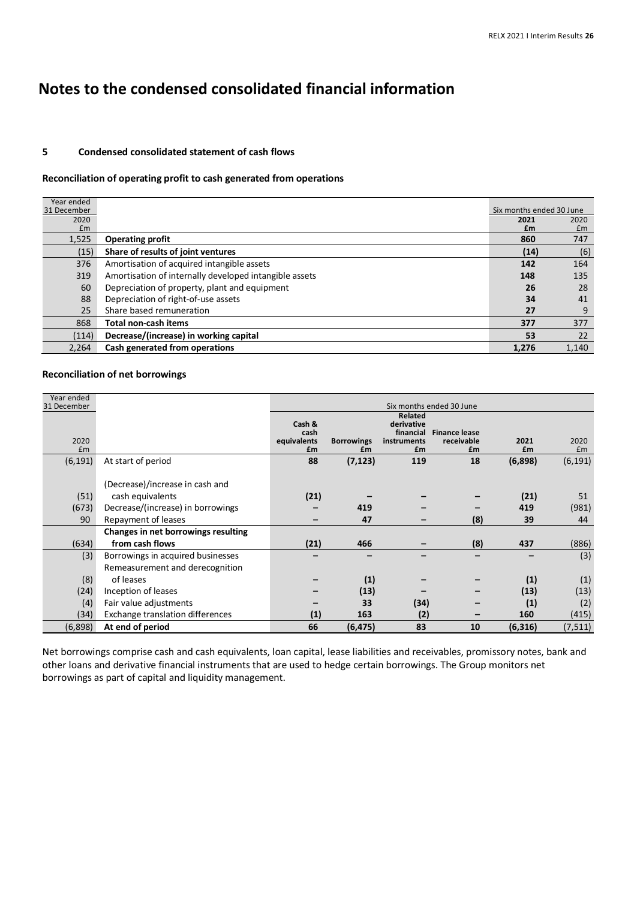# Notes to the condensed consolidated financial information

## 5 Condensed consolidated statement of cash flows

### Reconciliation of operating profit to cash generated from operations

| Year ended 31 December 2020 £m | | Six months ended 30 June 2021 £m | Six months ended 30 June 2020 £m |
|---|---|---|---|
| 1,525 | **Operating profit** | **860** | 747 |
| (15) | **Share of results of joint ventures** | **(14)** | (6) |
| 376 | Amortisation of acquired intangible assets | **142** | 164 |
| 319 | Amortisation of internally developed intangible assets | **148** | 135 |
| 60 | Depreciation of property, plant and equipment | **26** | 28 |
| 88 | Depreciation of right-of-use assets | **34** | 41 |
| 25 | Share based remuneration | **27** | 9 |
| 868 | **Total non-cash items** | **377** | 377 |
| (114) | **Decrease/(increase) in working capital** | **53** | 22 |
| 2,264 | **Cash generated from operations** | **1,276** | 1,140 |

### Reconciliation of net borrowings

| Year ended 31 December 2020 £m | | Cash & cash equivalents £m | Borrowings £m | Related derivative financial instruments £m | Finance lease receivable £m | Six months ended 30 June 2021 £m | Six months ended 30 June 2020 £m |
|---|---|---|---|---|---|---|---|
| (6,191) | At start of period | **88** | **(7,123)** | **119** | **18** | **(6,898)** | (6,191) |
| (51) | (Decrease)/increase in cash and cash equivalents | **(21)** | **–** | **–** | **–** | **(21)** | 51 |
| (673) | Decrease/(increase) in borrowings | **–** | **419** | **–** | **–** | **419** | (981) |
| 90 | Repayment of leases | **–** | **47** | **–** | **(8)** | **39** | 44 |
| (634) | **Changes in net borrowings resulting from cash flows** | **(21)** | **466** | **–** | **(8)** | **437** | (886) |
| (3) | Borrowings in acquired businesses | **–** | **–** | **–** | **–** | **–** | (3) |
| (8) | Remeasurement and derecognition of leases | **–** | **(1)** | **–** | **–** | **(1)** | (1) |
| (24) | Inception of leases | **–** | **(13)** | **–** | **–** | **(13)** | (13) |
| (4) | Fair value adjustments | **–** | **33** | **(34)** | **–** | **(1)** | (2) |
| (34) | Exchange translation differences | **(1)** | **163** | **(2)** | **–** | **160** | (415) |
| (6,898) | **At end of period** | **66** | **(6,475)** | **83** | **10** | **(6,316)** | (7,511) |

Net borrowings comprise cash and cash equivalents, loan capital, lease liabilities and receivables, promissory notes, bank and other loans and derivative financial instruments that are used to hedge certain borrowings. The Group monitors net borrowings as part of capital and liquidity management.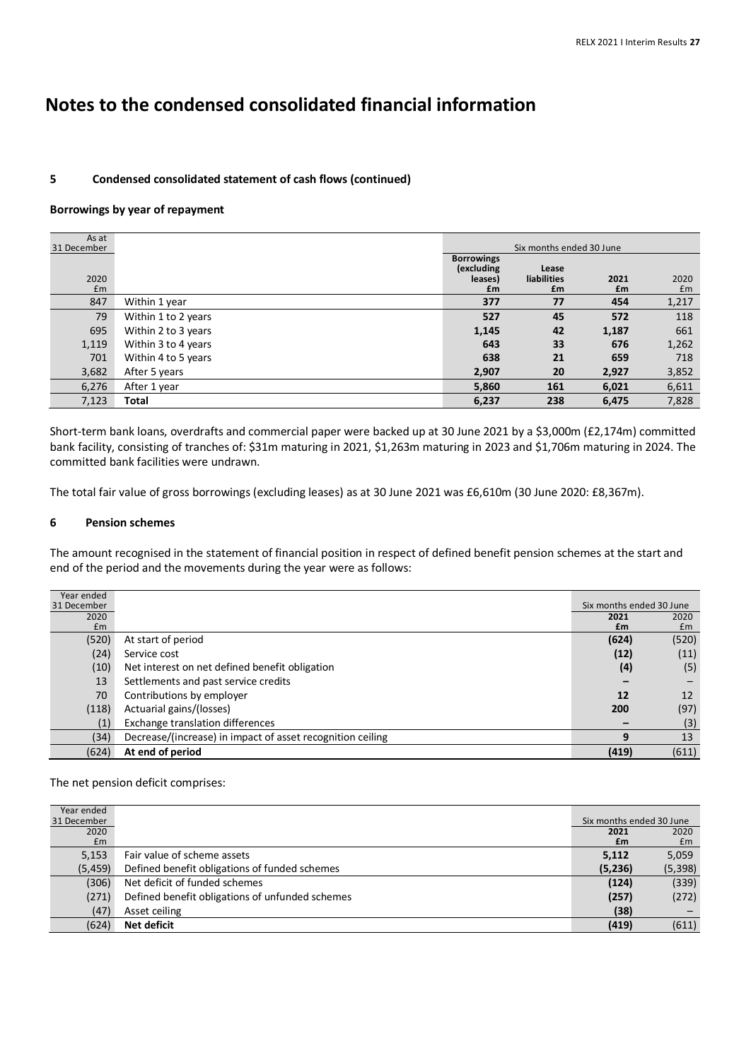# Notes to the condensed consolidated financial information

### 5 Condensed consolidated statement of cash flows (continued)

#### Borrowings by year of repayment

| As at 31 December 2020 £m | | Six months ended 30 June Borrowings (excluding leases) £m | Lease liabilities £m | 2021 £m | 2020 £m |
|---|---|---|---|---|---|
| 847 | Within 1 year | **377** | **77** | **454** | 1,217 |
| 79 | Within 1 to 2 years | **527** | **45** | **572** | 118 |
| 695 | Within 2 to 3 years | **1,145** | **42** | **1,187** | 661 |
| 1,119 | Within 3 to 4 years | **643** | **33** | **676** | 1,262 |
| 701 | Within 4 to 5 years | **638** | **21** | **659** | 718 |
| 3,682 | After 5 years | **2,907** | **20** | **2,927** | 3,852 |
| 6,276 | After 1 year | **5,860** | **161** | **6,021** | 6,611 |
| 7,123 | **Total** | **6,237** | **238** | **6,475** | 7,828 |

Short-term bank loans, overdrafts and commercial paper were backed up at 30 June 2021 by a $3,000m (£2,174m) committed bank facility, consisting of tranches of: $31m maturing in 2021, $1,263m maturing in 2023 and $1,706m maturing in 2024. The committed bank facilities were undrawn.

The total fair value of gross borrowings (excluding leases) as at 30 June 2021 was £6,610m (30 June 2020: £8,367m).

### 6 Pension schemes

The amount recognised in the statement of financial position in respect of defined benefit pension schemes at the start and end of the period and the movements during the year were as follows:

| Year ended 31 December 2020 £m | | Six months ended 30 June 2021 £m | 2020 £m |
|---|---|---|---|
| (520) | At start of period | **(624)** | (520) |
| (24) | Service cost | **(12)** | (11) |
| (10) | Net interest on net defined benefit obligation | **(4)** | (5) |
| 13 | Settlements and past service credits | **–** | – |
| 70 | Contributions by employer | **12** | 12 |
| (118) | Actuarial gains/(losses) | **200** | (97) |
| (1) | Exchange translation differences | **–** | (3) |
| (34) | Decrease/(increase) in impact of asset recognition ceiling | **9** | 13 |
| (624) | **At end of period** | **(419)** | (611) |

The net pension deficit comprises:

| Year ended 31 December 2020 £m | | Six months ended 30 June 2021 £m | 2020 £m |
|---|---|---|---|
| 5,153 | Fair value of scheme assets | **5,112** | 5,059 |
| (5,459) | Defined benefit obligations of funded schemes | **(5,236)** | (5,398) |
| (306) | Net deficit of funded schemes | **(124)** | (339) |
| (271) | Defined benefit obligations of unfunded schemes | **(257)** | (272) |
| (47) | Asset ceiling | **(38)** | – |
| (624) | **Net deficit** | **(419)** | (611) |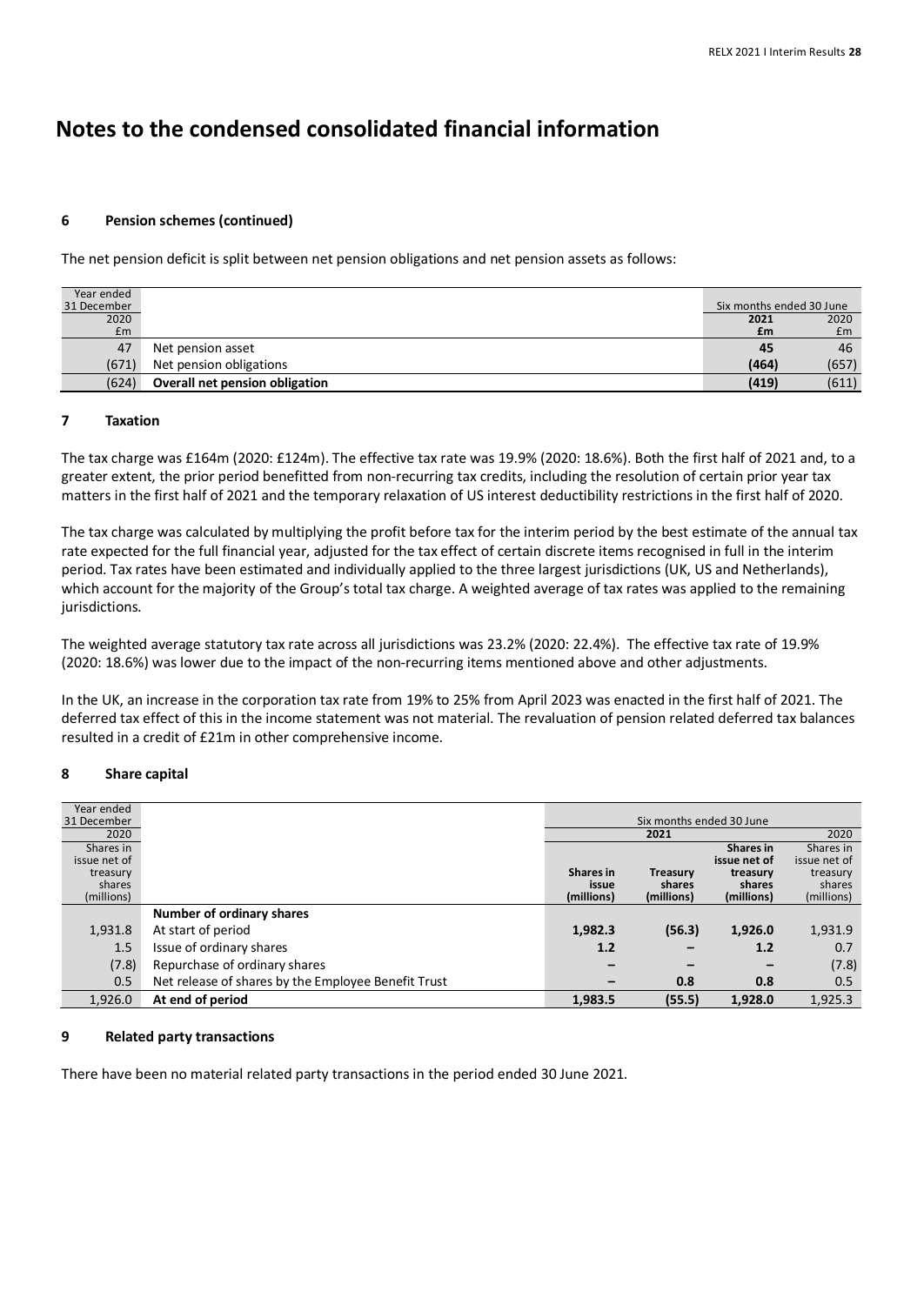# Notes to the condensed consolidated financial information

### 6 Pension schemes (continued)

The net pension deficit is split between net pension obligations and net pension assets as follows:

| Year ended 31 December 2020 £m | | Six months ended 30 June 2021 £m | Six months ended 30 June 2020 £m |
|---|---|---|---|
| 47 | Net pension asset | **45** | 46 |
| (671) | Net pension obligations | **(464)** | (657) |
| (624) | **Overall net pension obligation** | **(419)** | (611) |

### 7 Taxation

The tax charge was £164m (2020: £124m). The effective tax rate was 19.9% (2020: 18.6%). Both the first half of 2021 and, to a greater extent, the prior period benefitted from non-recurring tax credits, including the resolution of certain prior year tax matters in the first half of 2021 and the temporary relaxation of US interest deductibility restrictions in the first half of 2020.

The tax charge was calculated by multiplying the profit before tax for the interim period by the best estimate of the annual tax rate expected for the full financial year, adjusted for the tax effect of certain discrete items recognised in full in the interim period. Tax rates have been estimated and individually applied to the three largest jurisdictions (UK, US and Netherlands), which account for the majority of the Group's total tax charge. A weighted average of tax rates was applied to the remaining jurisdictions.

The weighted average statutory tax rate across all jurisdictions was 23.2% (2020: 22.4%). The effective tax rate of 19.9% (2020: 18.6%) was lower due to the impact of the non-recurring items mentioned above and other adjustments.

In the UK, an increase in the corporation tax rate from 19% to 25% from April 2023 was enacted in the first half of 2021. The deferred tax effect of this in the income statement was not material. The revaluation of pension related deferred tax balances resulted in a credit of £21m in other comprehensive income.

### 8 Share capital

| Year ended 31 December 2020 | | Six months ended 30 June 2021 | | | Six months ended 30 June 2020 |
|---|---|---|---|---|---|
| Shares in issue net of treasury shares (millions) | | **Shares in issue (millions)** | **Treasury shares (millions)** | **Shares in issue net of treasury shares (millions)** | Shares in issue net of treasury shares (millions) |
| | **Number of ordinary shares** | | | | |
| 1,931.8 | At start of period | **1,982.3** | **(56.3)** | **1,926.0** | 1,931.9 |
| 1.5 | Issue of ordinary shares | **1.2** | **–** | **1.2** | 0.7 |
| (7.8) | Repurchase of ordinary shares | **–** | **–** | **–** | (7.8) |
| 0.5 | Net release of shares by the Employee Benefit Trust | **–** | **0.8** | **0.8** | 0.5 |
| 1,926.0 | **At end of period** | **1,983.5** | **(55.5)** | **1,928.0** | 1,925.3 |

### 9 Related party transactions

There have been no material related party transactions in the period ended 30 June 2021.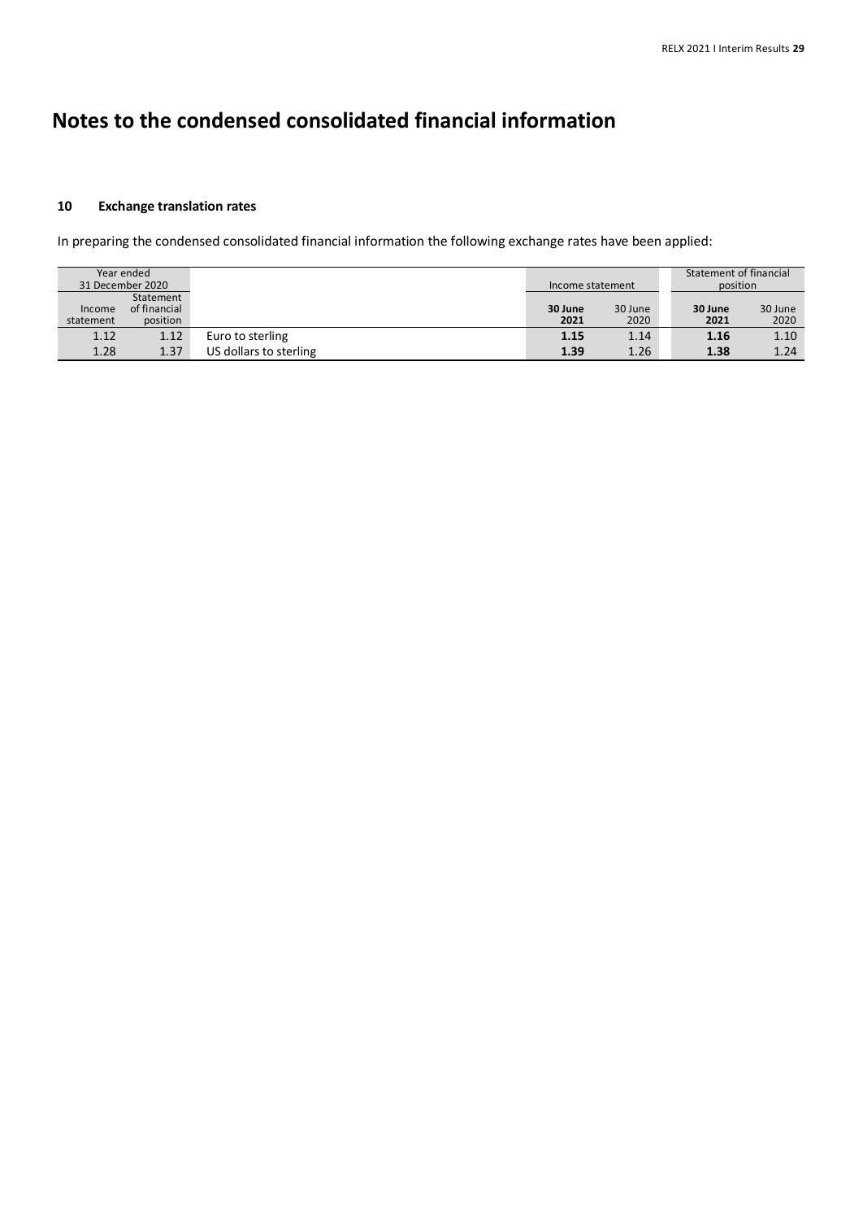# Notes to the condensed consolidated financial information

### 10 Exchange translation rates

In preparing the condensed consolidated financial information the following exchange rates have been applied:

| Year ended 31 December 2020 | | | Income statement | | Statement of financial position | |
|---|---|---|---|---|---|---|
| Income statement | Statement of financial position | | **30 June 2021** | 30 June 2020 | **30 June 2021** | 30 June 2020 |
| 1.12 | 1.12 | Euro to sterling | **1.15** | 1.14 | **1.16** | 1.10 |
| 1.28 | 1.37 | US dollars to sterling | **1.39** | 1.26 | **1.38** | 1.24 |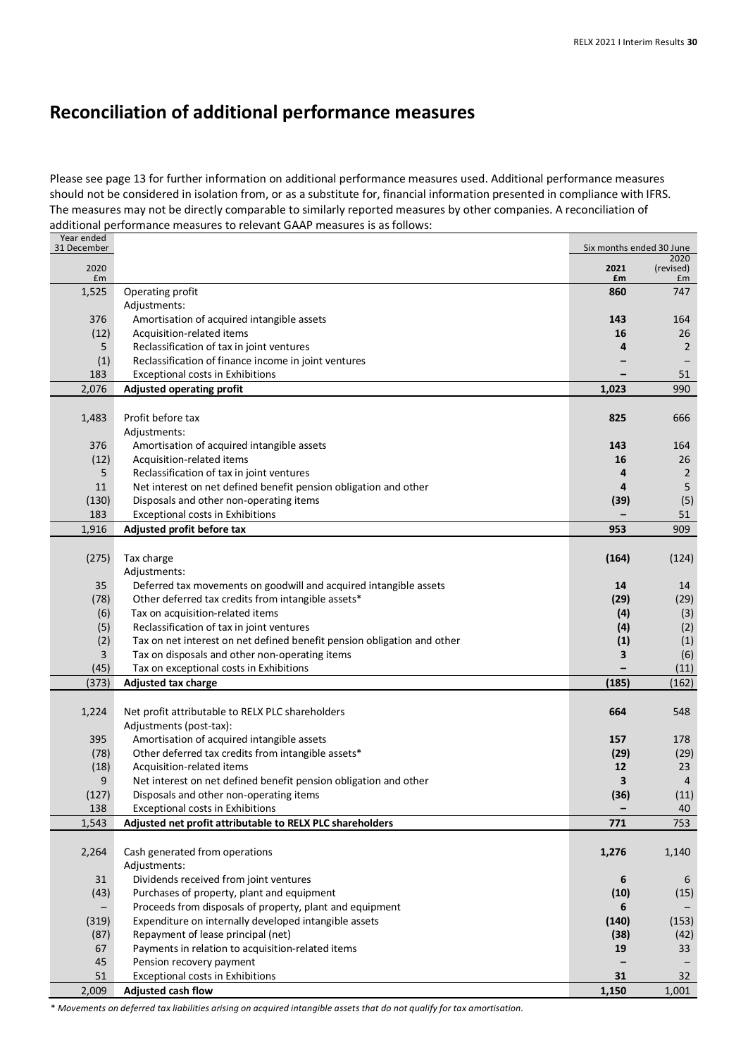# Reconciliation of additional performance measures

Please see page 13 for further information on additional performance measures used. Additional performance measures should not be considered in isolation from, or as a substitute for, financial information presented in compliance with IFRS. The measures may not be directly comparable to similarly reported measures by other companies. A reconciliation of additional performance measures to relevant GAAP measures is as follows:

| Year ended 31 December 2020 £m | | Six months ended 30 June 2021 £m | 2020 (revised) £m |
|---|---|---|---|
| 1,525 | Operating profit | **860** | 747 |
| | Adjustments: | | |
| 376 | Amortisation of acquired intangible assets | **143** | 164 |
| (12) | Acquisition-related items | **16** | 26 |
| 5 | Reclassification of tax in joint ventures | **4** | 2 |
| (1) | Reclassification of finance income in joint ventures | **–** | – |
| 183 | Exceptional costs in Exhibitions | **–** | 51 |
| 2,076 | **Adjusted operating profit** | **1,023** | 990 |
| | | | |
| 1,483 | Profit before tax | **825** | 666 |
| | Adjustments: | | |
| 376 | Amortisation of acquired intangible assets | **143** | 164 |
| (12) | Acquisition-related items | **16** | 26 |
| 5 | Reclassification of tax in joint ventures | **4** | 2 |
| 11 | Net interest on net defined benefit pension obligation and other | **4** | 5 |
| (130) | Disposals and other non-operating items | **(39)** | (5) |
| 183 | Exceptional costs in Exhibitions | **–** | 51 |
| 1,916 | **Adjusted profit before tax** | **953** | 909 |
| | | | |
| (275) | Tax charge | **(164)** | (124) |
| | Adjustments: | | |
| 35 | Deferred tax movements on goodwill and acquired intangible assets | **14** | 14 |
| (78) | Other deferred tax credits from intangible assets* | **(29)** | (29) |
| (6) | Tax on acquisition-related items | **(4)** | (3) |
| (5) | Reclassification of tax in joint ventures | **(4)** | (2) |
| (2) | Tax on net interest on net defined benefit pension obligation and other | **(1)** | (1) |
| 3 | Tax on disposals and other non-operating items | **3** | (6) |
| (45) | Tax on exceptional costs in Exhibitions | **–** | (11) |
| (373) | **Adjusted tax charge** | **(185)** | (162) |
| | | | |
| 1,224 | Net profit attributable to RELX PLC shareholders | **664** | 548 |
| | Adjustments (post-tax): | | |
| 395 | Amortisation of acquired intangible assets | **157** | 178 |
| (78) | Other deferred tax credits from intangible assets* | **(29)** | (29) |
| (18) | Acquisition-related items | **12** | 23 |
| 9 | Net interest on net defined benefit pension obligation and other | **3** | 4 |
| (127) | Disposals and other non-operating items | **(36)** | (11) |
| 138 | Exceptional costs in Exhibitions | **–** | 40 |
| 1,543 | **Adjusted net profit attributable to RELX PLC shareholders** | **771** | 753 |
| | | | |
| 2,264 | Cash generated from operations | **1,276** | 1,140 |
| | Adjustments: | | |
| 31 | Dividends received from joint ventures | **6** | 6 |
| (43) | Purchases of property, plant and equipment | **(10)** | (15) |
| – | Proceeds from disposals of property, plant and equipment | **6** | – |
| (319) | Expenditure on internally developed intangible assets | **(140)** | (153) |
| (87) | Repayment of lease principal (net) | **(38)** | (42) |
| 67 | Payments in relation to acquisition-related items | **19** | 33 |
| 45 | Pension recovery payment | **–** | – |
| 51 | Exceptional costs in Exhibitions | **31** | 32 |
| 2,009 | **Adjusted cash flow** | **1,150** | 1,001 |

*\* Movements on deferred tax liabilities arising on acquired intangible assets that do not qualify for tax amortisation.*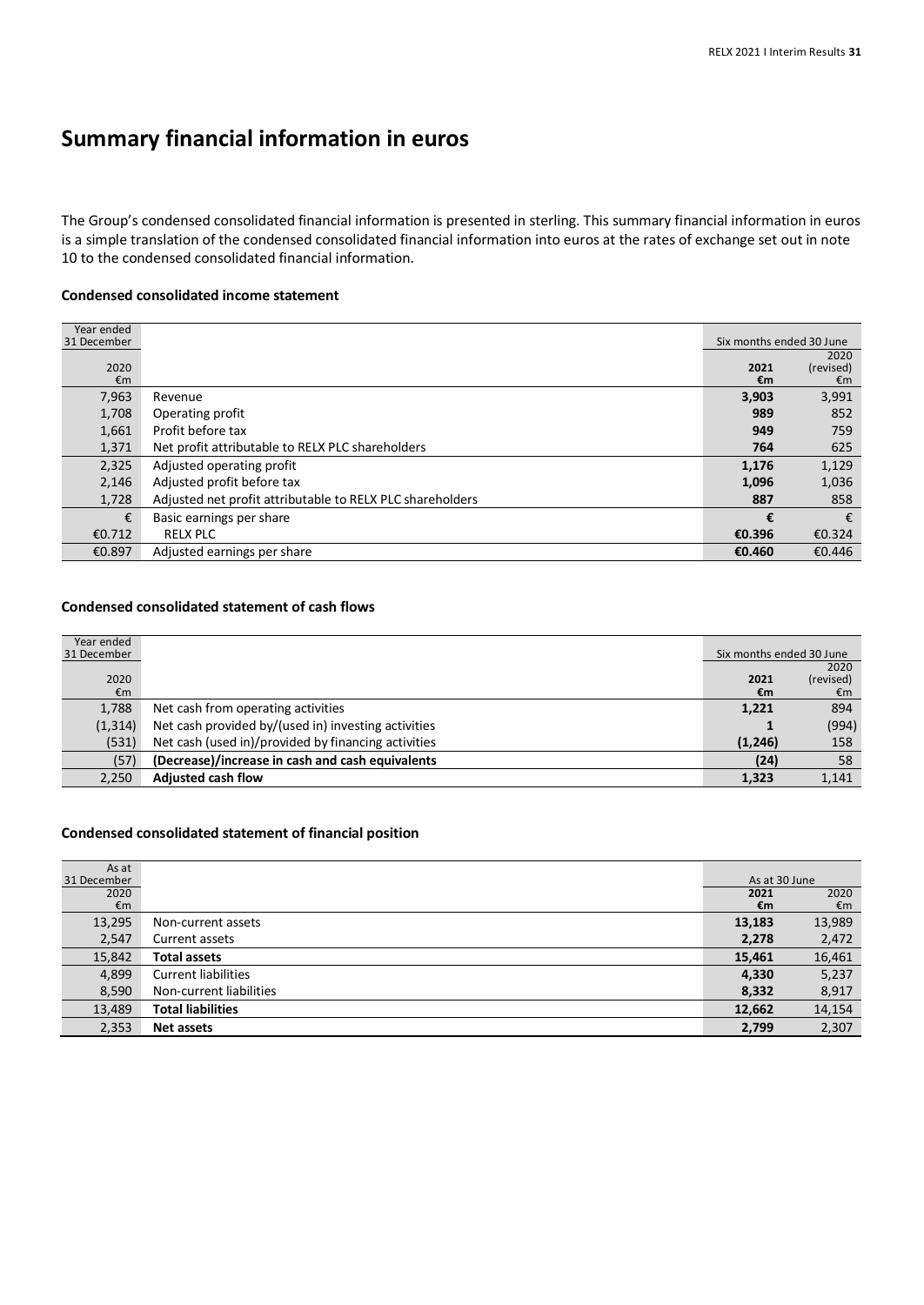# Summary financial information in euros

The Group's condensed consolidated financial information is presented in sterling. This summary financial information in euros is a simple translation of the condensed consolidated financial information into euros at the rates of exchange set out in note 10 to the condensed consolidated financial information.

### Condensed consolidated income statement

| Year ended 31 December 2020 €m | | Six months ended 30 June 2021 €m | Six months ended 30 June 2020 (revised) €m |
|---|---|---|---|
| 7,963 | Revenue | **3,903** | 3,991 |
| 1,708 | Operating profit | **989** | 852 |
| 1,661 | Profit before tax | **949** | 759 |
| 1,371 | Net profit attributable to RELX PLC shareholders | **764** | 625 |
| 2,325 | Adjusted operating profit | **1,176** | 1,129 |
| 2,146 | Adjusted profit before tax | **1,096** | 1,036 |
| 1,728 | Adjusted net profit attributable to RELX PLC shareholders | **887** | 858 |
| € | Basic earnings per share | **€** | € |
| €0.712 | RELX PLC | **€0.396** | €0.324 |
| €0.897 | Adjusted earnings per share | **€0.460** | €0.446 |

### Condensed consolidated statement of cash flows

| Year ended 31 December 2020 €m | | Six months ended 30 June 2021 €m | Six months ended 30 June 2020 (revised) €m |
|---|---|---|---|
| 1,788 | Net cash from operating activities | **1,221** | 894 |
| (1,314) | Net cash provided by/(used in) investing activities | **1** | (994) |
| (531) | Net cash (used in)/provided by financing activities | **(1,246)** | 158 |
| (57) | **(Decrease)/increase in cash and cash equivalents** | **(24)** | 58 |
| 2,250 | **Adjusted cash flow** | **1,323** | 1,141 |

### Condensed consolidated statement of financial position

| As at 31 December 2020 €m | | As at 30 June 2021 €m | As at 30 June 2020 €m |
|---|---|---|---|
| 13,295 | Non-current assets | **13,183** | 13,989 |
| 2,547 | Current assets | **2,278** | 2,472 |
| 15,842 | **Total assets** | **15,461** | 16,461 |
| 4,899 | Current liabilities | **4,330** | 5,237 |
| 8,590 | Non-current liabilities | **8,332** | 8,917 |
| 13,489 | **Total liabilities** | **12,662** | 14,154 |
| 2,353 | **Net assets** | **2,799** | 2,307 |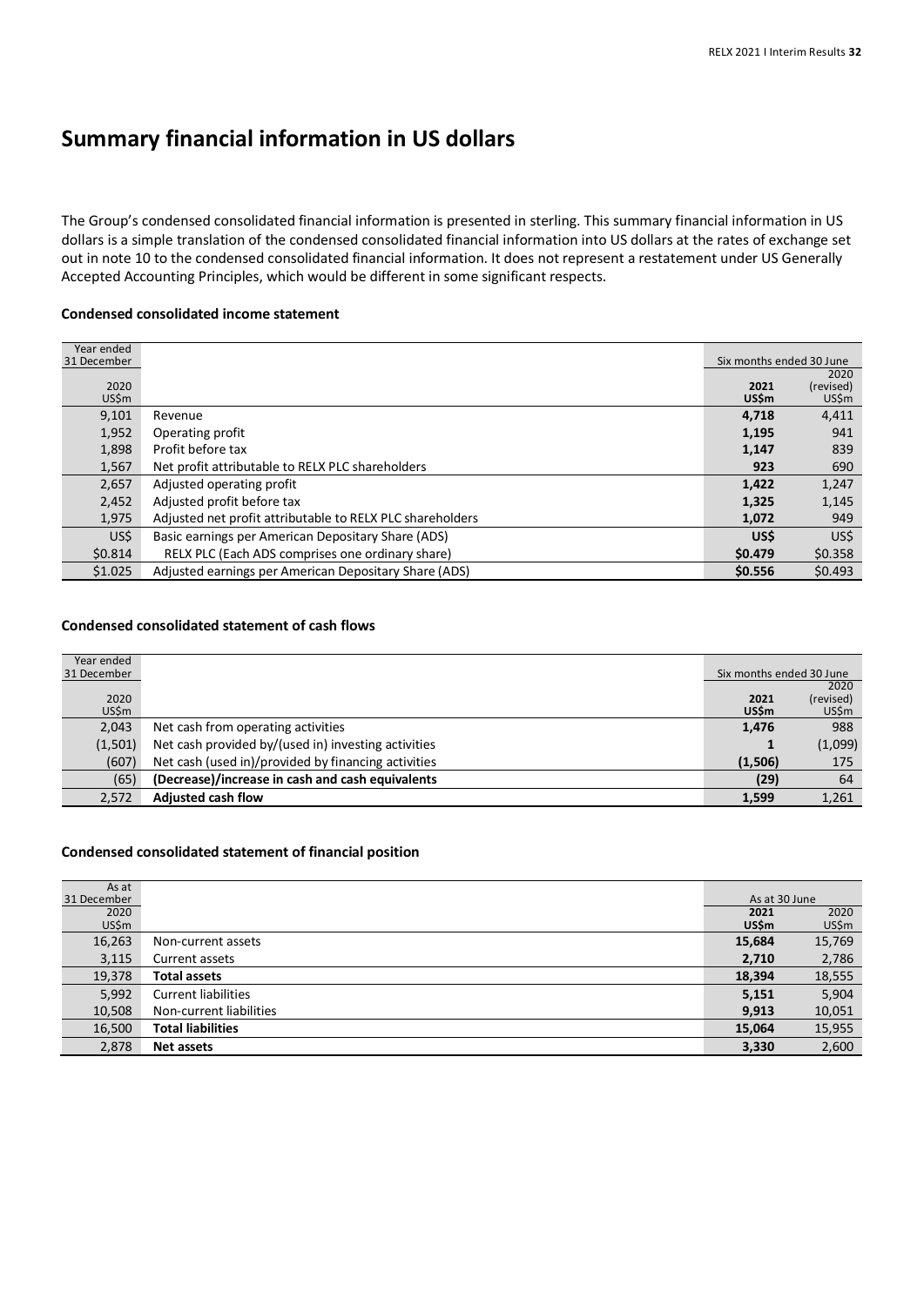# Summary financial information in US dollars

The Group's condensed consolidated financial information is presented in sterling. This summary financial information in US dollars is a simple translation of the condensed consolidated financial information into US dollars at the rates of exchange set out in note 10 to the condensed consolidated financial information. It does not represent a restatement under US Generally Accepted Accounting Principles, which would be different in some significant respects.

### Condensed consolidated income statement

| Year ended 31 December | | Six months ended 30 June | |
|---|---|---|---|
| 2020 US$m | | **2021 US$m** | 2020 (revised) US$m |
| 9,101 | Revenue | **4,718** | 4,411 |
| 1,952 | Operating profit | **1,195** | 941 |
| 1,898 | Profit before tax | **1,147** | 839 |
| 1,567 | Net profit attributable to RELX PLC shareholders | **923** | 690 |
| 2,657 | Adjusted operating profit | **1,422** | 1,247 |
| 2,452 | Adjusted profit before tax | **1,325** | 1,145 |
| 1,975 | Adjusted net profit attributable to RELX PLC shareholders | **1,072** | 949 |
| US$ | Basic earnings per American Depositary Share (ADS) | **US$** | US$ |
| $0.814 | RELX PLC (Each ADS comprises one ordinary share) | **$0.479** | $0.358 |
| $1.025 | Adjusted earnings per American Depositary Share (ADS) | **$0.556** | $0.493 |

### Condensed consolidated statement of cash flows

| Year ended 31 December | | Six months ended 30 June | |
|---|---|---|---|
| 2020 US$m | | **2021 US$m** | 2020 (revised) US$m |
| 2,043 | Net cash from operating activities | **1,476** | 988 |
| (1,501) | Net cash provided by/(used in) investing activities | **1** | (1,099) |
| (607) | Net cash (used in)/provided by financing activities | **(1,506)** | 175 |
| (65) | **(Decrease)/increase in cash and cash equivalents** | **(29)** | 64 |
| 2,572 | **Adjusted cash flow** | **1,599** | 1,261 |

### Condensed consolidated statement of financial position

| As at 31 December | | As at 30 June | |
|---|---|---|---|
| 2020 US$m | | **2021 US$m** | 2020 US$m |
| 16,263 | Non-current assets | **15,684** | 15,769 |
| 3,115 | Current assets | **2,710** | 2,786 |
| 19,378 | **Total assets** | **18,394** | 18,555 |
| 5,992 | Current liabilities | **5,151** | 5,904 |
| 10,508 | Non-current liabilities | **9,913** | 10,051 |
| 16,500 | **Total liabilities** | **15,064** | 15,955 |
| 2,878 | **Net assets** | **3,330** | 2,600 |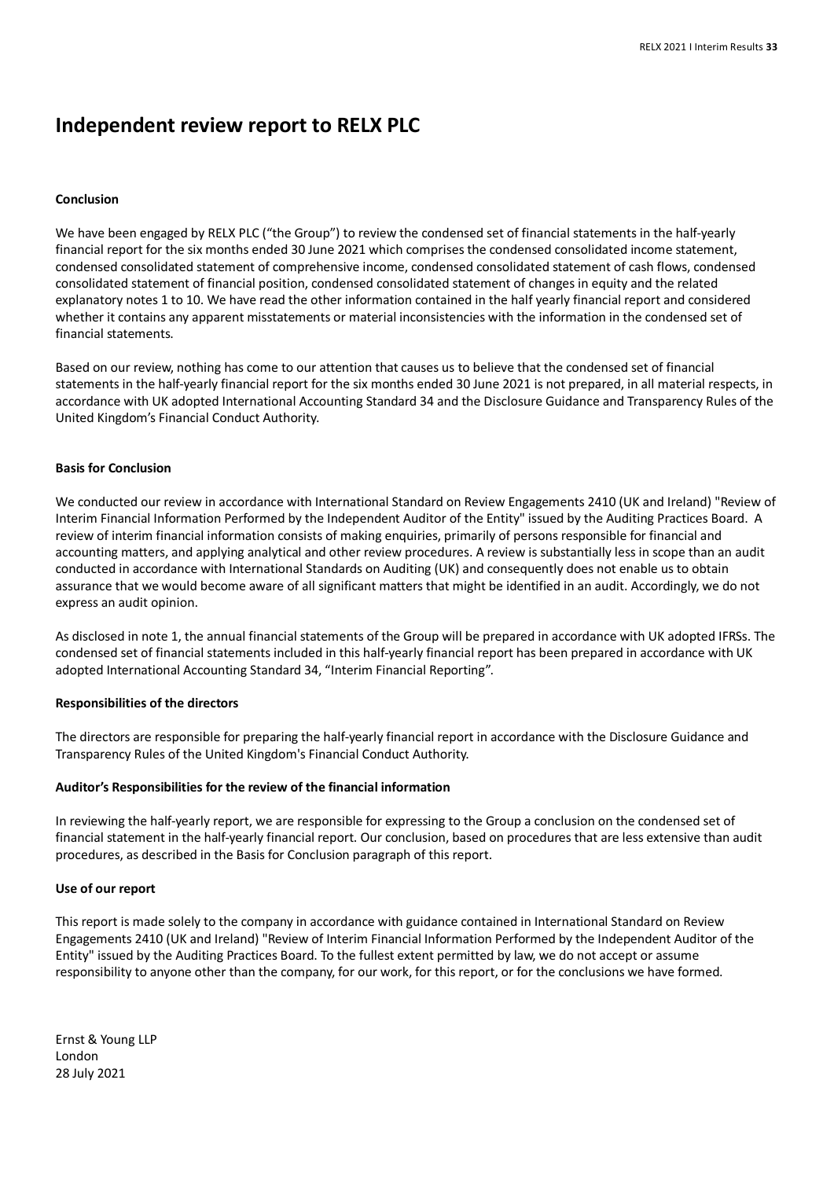# Independent review report to RELX PLC

**Conclusion**

We have been engaged by RELX PLC ("the Group") to review the condensed set of financial statements in the half-yearly financial report for the six months ended 30 June 2021 which comprises the condensed consolidated income statement, condensed consolidated statement of comprehensive income, condensed consolidated statement of cash flows, condensed consolidated statement of financial position, condensed consolidated statement of changes in equity and the related explanatory notes 1 to 10. We have read the other information contained in the half yearly financial report and considered whether it contains any apparent misstatements or material inconsistencies with the information in the condensed set of financial statements.

Based on our review, nothing has come to our attention that causes us to believe that the condensed set of financial statements in the half-yearly financial report for the six months ended 30 June 2021 is not prepared, in all material respects, in accordance with UK adopted International Accounting Standard 34 and the Disclosure Guidance and Transparency Rules of the United Kingdom's Financial Conduct Authority.

**Basis for Conclusion**

We conducted our review in accordance with International Standard on Review Engagements 2410 (UK and Ireland) "Review of Interim Financial Information Performed by the Independent Auditor of the Entity" issued by the Auditing Practices Board. A review of interim financial information consists of making enquiries, primarily of persons responsible for financial and accounting matters, and applying analytical and other review procedures. A review is substantially less in scope than an audit conducted in accordance with International Standards on Auditing (UK) and consequently does not enable us to obtain assurance that we would become aware of all significant matters that might be identified in an audit. Accordingly, we do not express an audit opinion.

As disclosed in note 1, the annual financial statements of the Group will be prepared in accordance with UK adopted IFRSs. The condensed set of financial statements included in this half-yearly financial report has been prepared in accordance with UK adopted International Accounting Standard 34, "Interim Financial Reporting".

**Responsibilities of the directors**

The directors are responsible for preparing the half-yearly financial report in accordance with the Disclosure Guidance and Transparency Rules of the United Kingdom's Financial Conduct Authority.

**Auditor's Responsibilities for the review of the financial information**

In reviewing the half-yearly report, we are responsible for expressing to the Group a conclusion on the condensed set of financial statement in the half-yearly financial report. Our conclusion, based on procedures that are less extensive than audit procedures, as described in the Basis for Conclusion paragraph of this report.

**Use of our report**

This report is made solely to the company in accordance with guidance contained in International Standard on Review Engagements 2410 (UK and Ireland) "Review of Interim Financial Information Performed by the Independent Auditor of the Entity" issued by the Auditing Practices Board. To the fullest extent permitted by law, we do not accept or assume responsibility to anyone other than the company, for our work, for this report, or for the conclusions we have formed.

Ernst & Young LLP
London
28 July 2021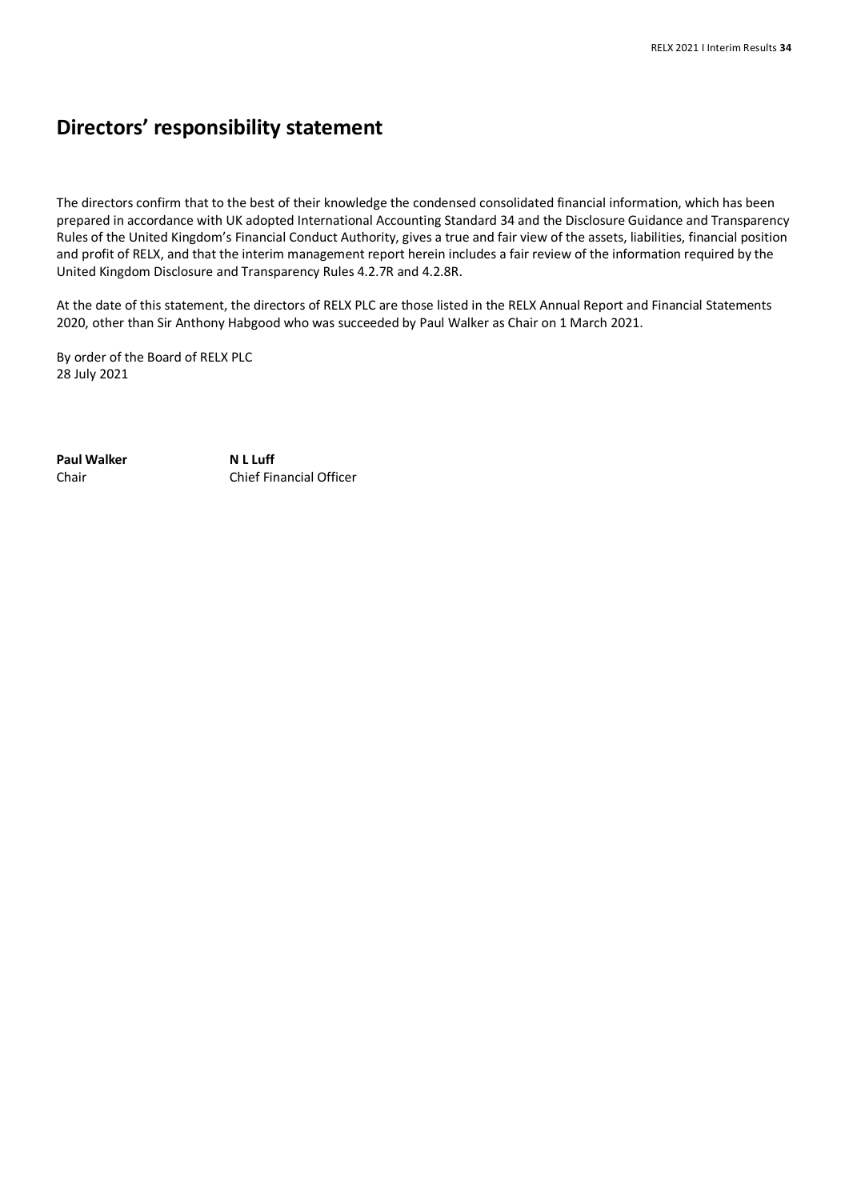# Directors' responsibility statement

The directors confirm that to the best of their knowledge the condensed consolidated financial information, which has been prepared in accordance with UK adopted International Accounting Standard 34 and the Disclosure Guidance and Transparency Rules of the United Kingdom's Financial Conduct Authority, gives a true and fair view of the assets, liabilities, financial position and profit of RELX, and that the interim management report herein includes a fair review of the information required by the United Kingdom Disclosure and Transparency Rules 4.2.7R and 4.2.8R.

At the date of this statement, the directors of RELX PLC are those listed in the RELX Annual Report and Financial Statements 2020, other than Sir Anthony Habgood who was succeeded by Paul Walker as Chair on 1 March 2021.

By order of the Board of RELX PLC
28 July 2021

| **Paul Walker** | **N L Luff** |
| --- | --- |
| Chair | Chief Financial Officer |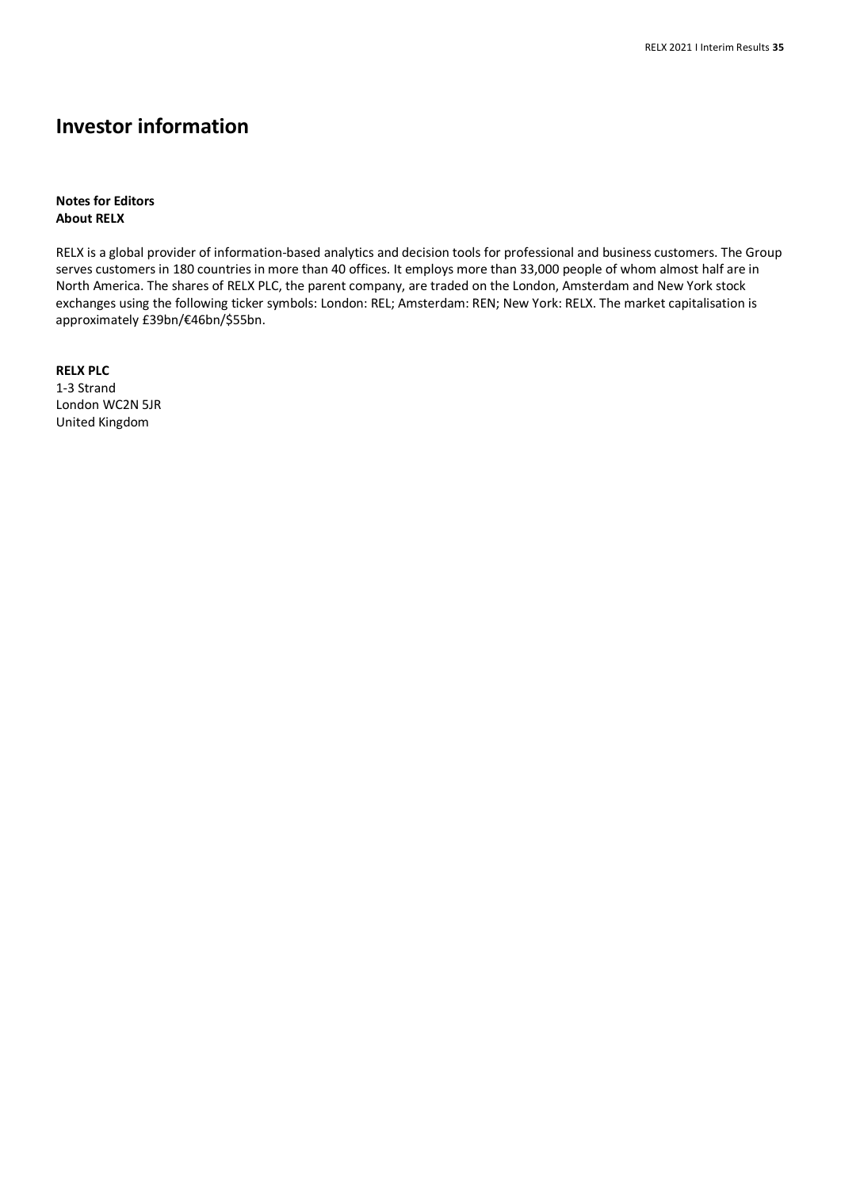# Investor information

**Notes for Editors**
**About RELX**

RELX is a global provider of information-based analytics and decision tools for professional and business customers. The Group serves customers in 180 countries in more than 40 offices. It employs more than 33,000 people of whom almost half are in North America. The shares of RELX PLC, the parent company, are traded on the London, Amsterdam and New York stock exchanges using the following ticker symbols: London: REL; Amsterdam: REN; New York: RELX. The market capitalisation is approximately £39bn/€46bn/$55bn.

**RELX PLC**
1-3 Strand
London WC2N 5JR
United Kingdom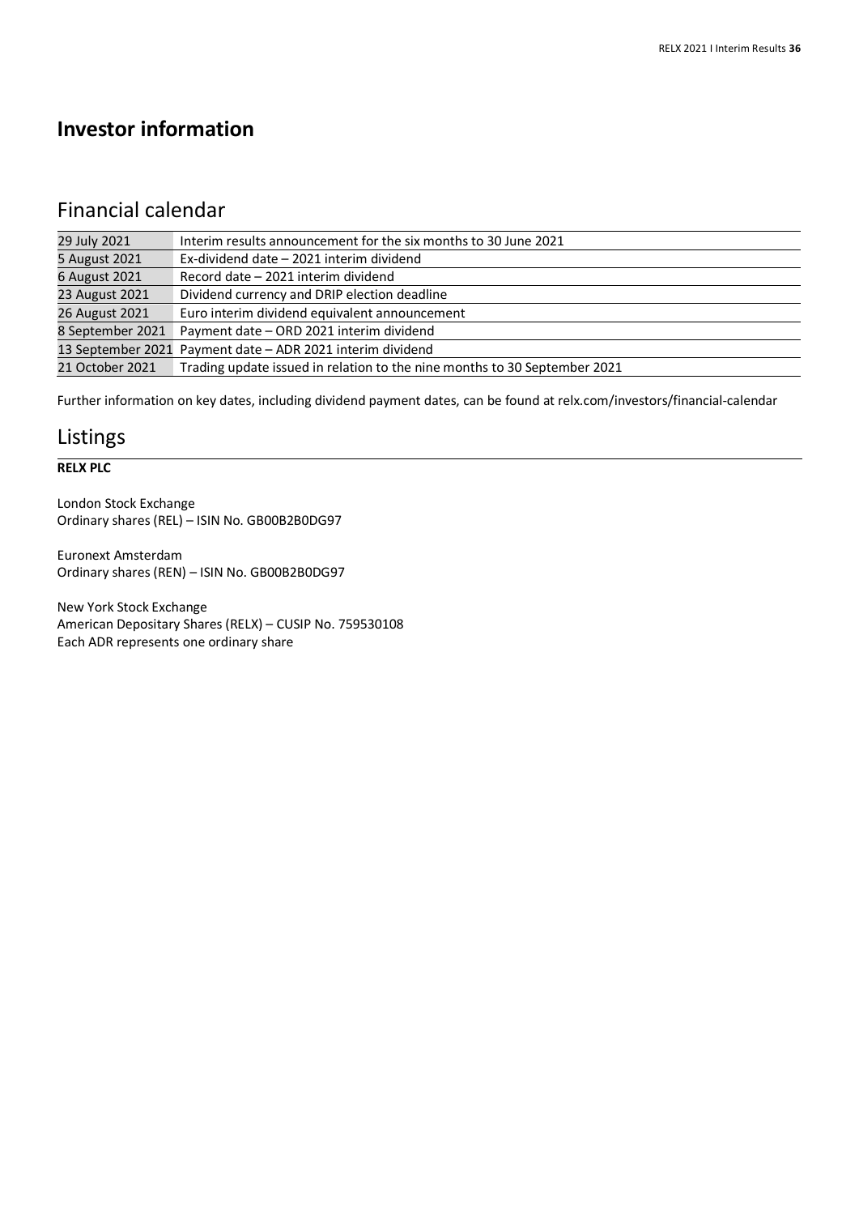# Investor information

## Financial calendar

| | |
|---|---|
| 29 July 2021 | Interim results announcement for the six months to 30 June 2021 |
| 5 August 2021 | Ex-dividend date – 2021 interim dividend |
| 6 August 2021 | Record date – 2021 interim dividend |
| 23 August 2021 | Dividend currency and DRIP election deadline |
| 26 August 2021 | Euro interim dividend equivalent announcement |
| 8 September 2021 | Payment date – ORD 2021 interim dividend |
| 13 September 2021 | Payment date – ADR 2021 interim dividend |
| 21 October 2021 | Trading update issued in relation to the nine months to 30 September 2021 |

Further information on key dates, including dividend payment dates, can be found at relx.com/investors/financial-calendar

## Listings

**RELX PLC**

London Stock Exchange
Ordinary shares (REL) – ISIN No. GB00B2B0DG97

Euronext Amsterdam
Ordinary shares (REN) – ISIN No. GB00B2B0DG97

New York Stock Exchange
American Depositary Shares (RELX) – CUSIP No. 759530108
Each ADR represents one ordinary share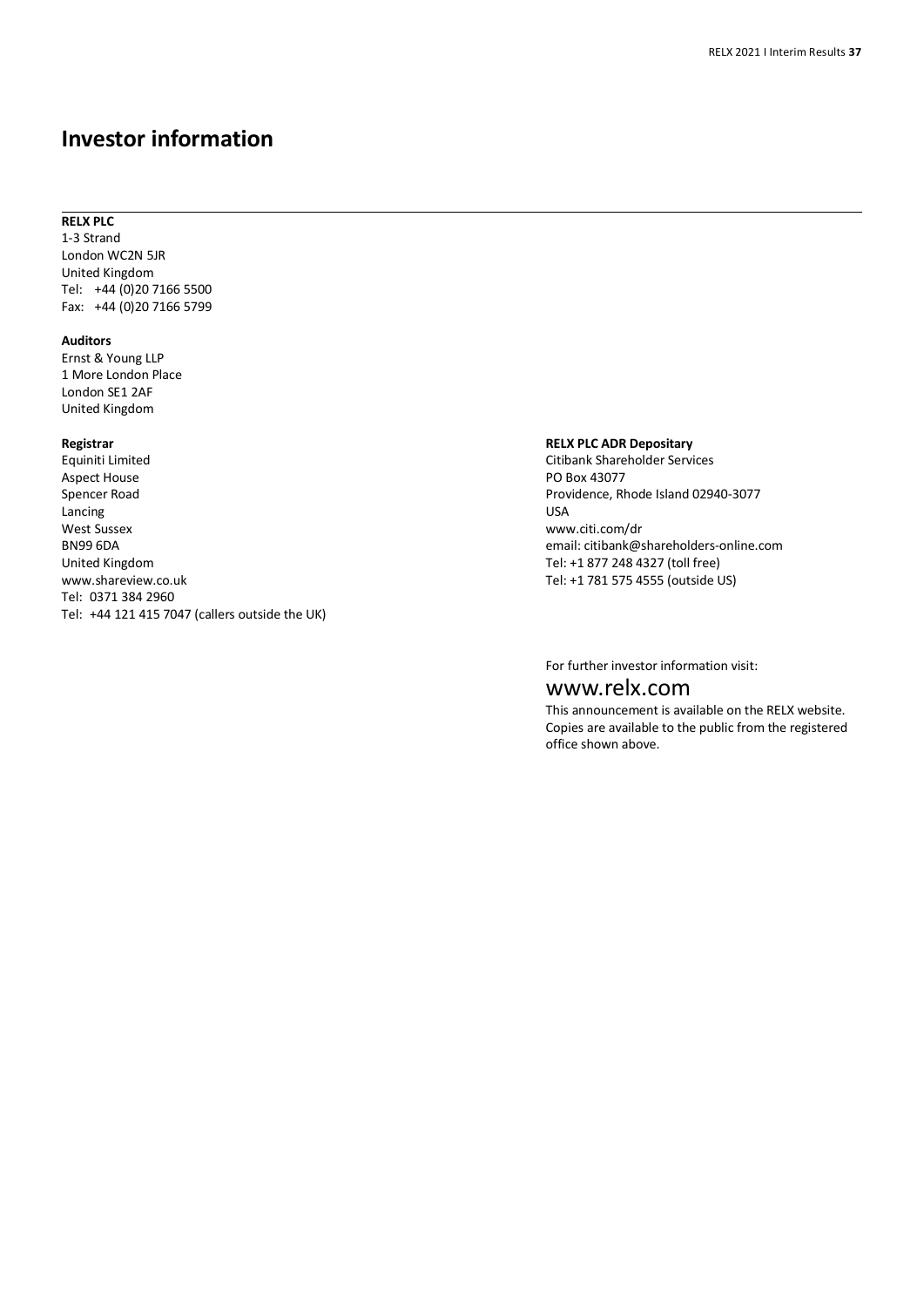# Investor information

**RELX PLC**
1-3 Strand
London WC2N 5JR
United Kingdom
Tel: +44 (0)20 7166 5500
Fax: +44 (0)20 7166 5799

**Auditors**
Ernst & Young LLP
1 More London Place
London SE1 2AF
United Kingdom

**Registrar**
Equiniti Limited
Aspect House
Spencer Road
Lancing
West Sussex
BN99 6DA
United Kingdom
www.shareview.co.uk
Tel: 0371 384 2960
Tel: +44 121 415 7047 (callers outside the UK)

**RELX PLC ADR Depositary**
Citibank Shareholder Services
PO Box 43077
Providence, Rhode Island 02940-3077
USA
www.citi.com/dr
email: citibank@shareholders-online.com
Tel: +1 877 248 4327 (toll free)
Tel: +1 781 575 4555 (outside US)

For further investor information visit:

www.relx.com

This announcement is available on the RELX website. Copies are available to the public from the registered office shown above.